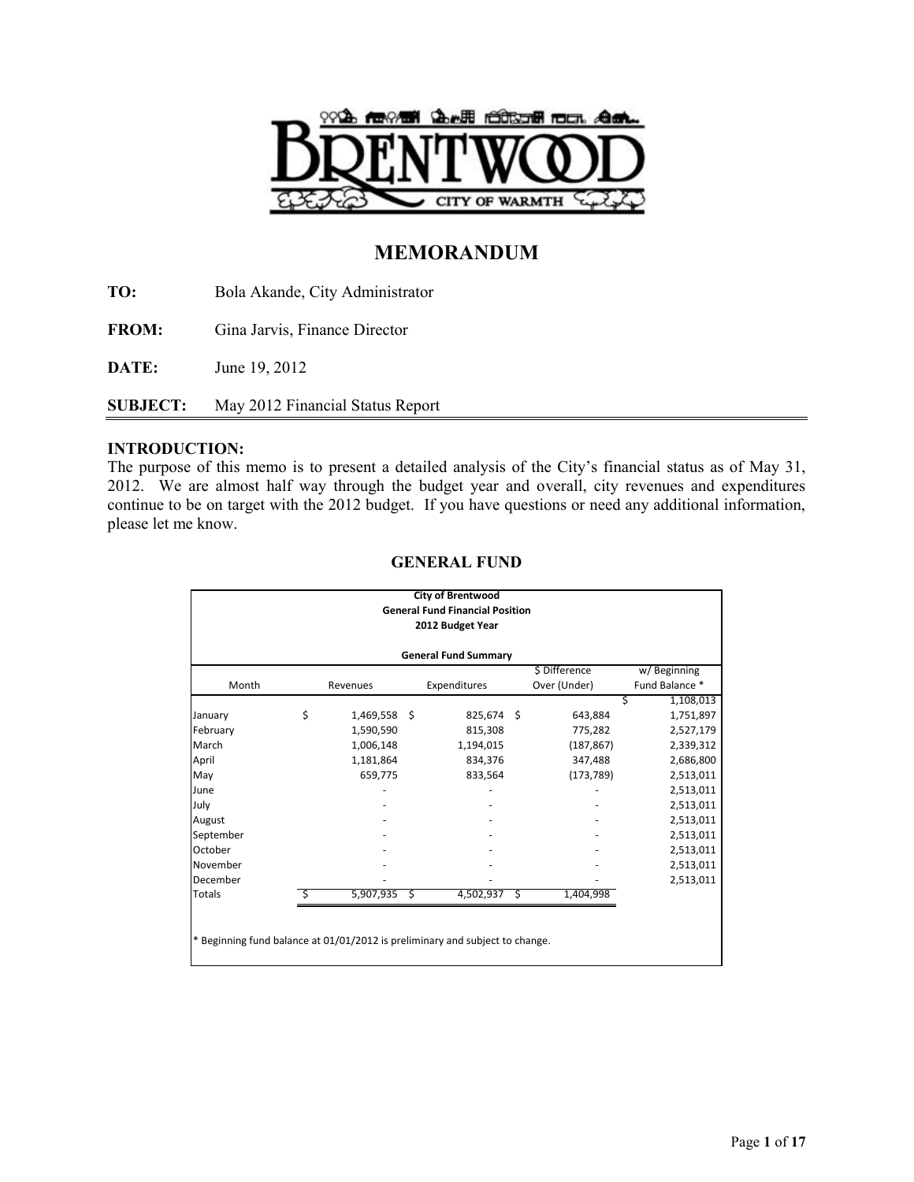BRENTWOOD

CITY OF WARMTH

# MEMORANDUM

**TO:** Bola Akande, City Administrator

**FROM:** Gina Jarvis, Finance Director

**DATE:** June 19, 2012

**SUBJECT:** May 2012 Financial Status Report

## INTRODUCTION:

The purpose of this memo is to present a detailed analysis of the City's financial status as of May 31, 2012. We are almost half way through the budget year and overall, city revenues and expenditures continue to be on target with the 2012 budget. If you have questions or need any additional information, please let me know.

## GENERAL FUND

**City of Brentwood**
**General Fund Financial Position**
**2012 Budget Year**

**General Fund Summary**

| Month | Revenues | Expenditures | $ Difference Over (Under) | w/ Beginning Fund Balance * |
|---|---|---|---|---|
| | | | | $ 1,108,013 |
| January | $ 1,469,558 | $ 825,674 | $ 643,884 | 1,751,897 |
| February | 1,590,590 | 815,308 | 775,282 | 2,527,179 |
| March | 1,006,148 | 1,194,015 | (187,867) | 2,339,312 |
| April | 1,181,864 | 834,376 | 347,488 | 2,686,800 |
| May | 659,775 | 833,564 | (173,789) | 2,513,011 |
| June | - | - | - | 2,513,011 |
| July | - | - | - | 2,513,011 |
| August | - | - | - | 2,513,011 |
| September | - | - | - | 2,513,011 |
| October | - | - | - | 2,513,011 |
| November | - | - | - | 2,513,011 |
| December | - | - | - | 2,513,011 |
| Totals | $ 5,907,935 | $ 4,502,937 | $ 1,404,998 | |

* Beginning fund balance at 01/01/2012 is preliminary and subject to change.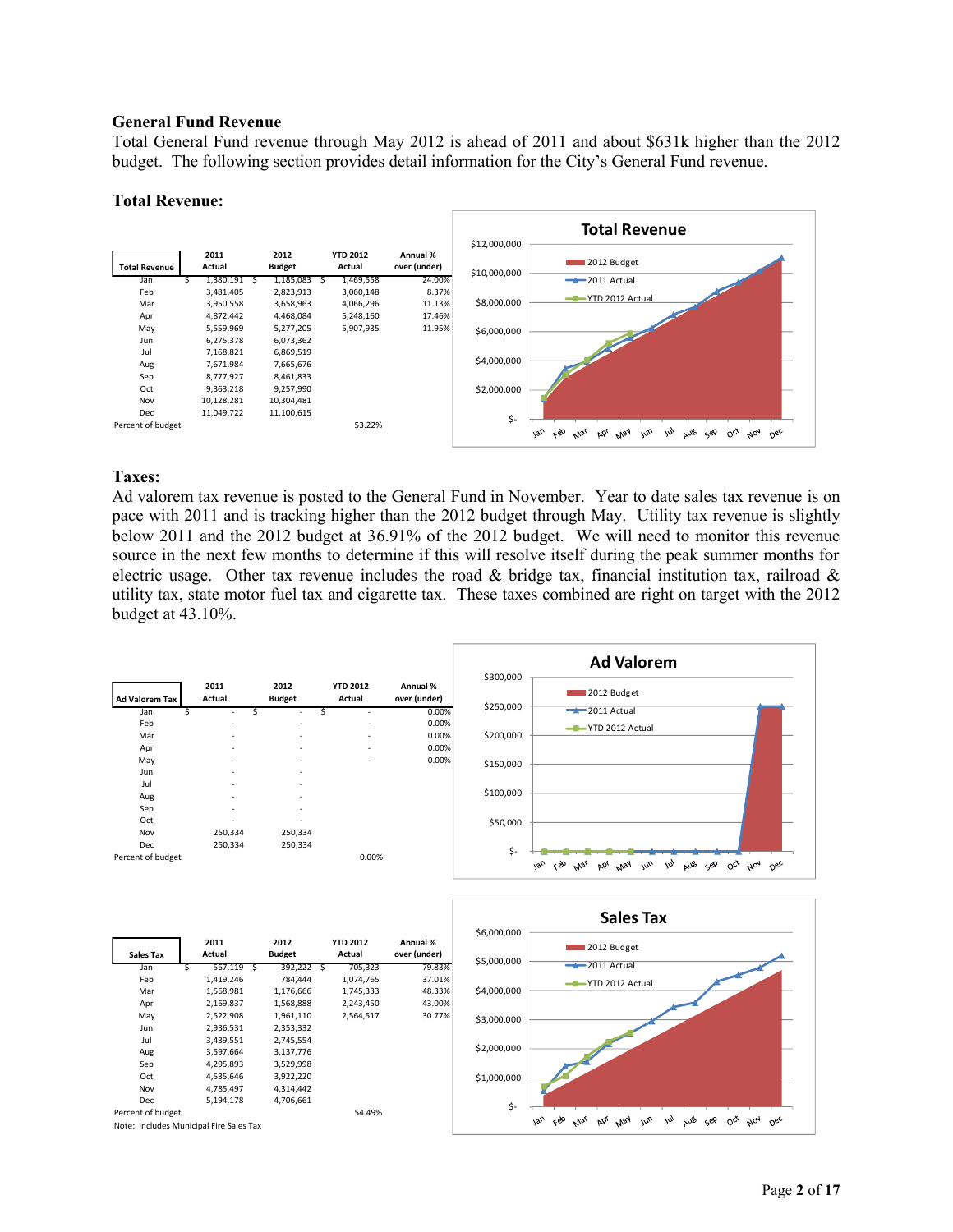## General Fund Revenue

Total General Fund revenue through May 2012 is ahead of 2011 and about $631k higher than the 2012 budget. The following section provides detail information for the City's General Fund revenue.

### Total Revenue:

| Total Revenue | 2011 Actual | 2012 Budget | YTD 2012 Actual | Annual % over (under) |
|---|---|---|---|---|
| Jan | $ 1,380,191 | $ 1,185,083 | $ 1,469,558 | 24.00% |
| Feb | 3,481,405 | 2,823,913 | 3,060,148 | 8.37% |
| Mar | 3,950,558 | 3,658,963 | 4,066,296 | 11.13% |
| Apr | 4,872,442 | 4,468,084 | 5,248,160 | 17.46% |
| May | 5,559,969 | 5,277,205 | 5,907,935 | 11.95% |
| Jun | 6,275,378 | 6,073,362 | | |
| Jul | 7,168,821 | 6,869,519 | | |
| Aug | 7,671,984 | 7,665,676 | | |
| Sep | 8,777,927 | 8,461,833 | | |
| Oct | 9,363,218 | 9,257,990 | | |
| Nov | 10,128,281 | 10,304,481 | | |
| Dec | 11,049,722 | 11,100,615 | | |
| Percent of budget | | | 53.22% | |

Total Revenue

$12,000,000
$10,000,000
$8,000,000
$6,000,000
$4,000,000
$2,000,000
$-

2012 Budget
2011 Actual
YTD 2012 Actual

Jan Feb Mar Apr May Jun Jul Aug Sep Oct Nov Dec

### Taxes:

Ad valorem tax revenue is posted to the General Fund in November. Year to date sales tax revenue is on pace with 2011 and is tracking higher than the 2012 budget through May. Utility tax revenue is slightly below 2011 and the 2012 budget at 36.91% of the 2012 budget. We will need to monitor this revenue source in the next few months to determine if this will resolve itself during the peak summer months for electric usage. Other tax revenue includes the road & bridge tax, financial institution tax, railroad & utility tax, state motor fuel tax and cigarette tax. These taxes combined are right on target with the 2012 budget at 43.10%.

| Ad Valorem Tax | 2011 Actual | 2012 Budget | YTD 2012 Actual | Annual % over (under) |
|---|---|---|---|---|
| Jan | $ - | $ - | $ - | 0.00% |
| Feb | - | - | - | 0.00% |
| Mar | - | - | - | 0.00% |
| Apr | - | - | - | 0.00% |
| May | - | - | - | 0.00% |
| Jun | - | - | | |
| Jul | - | - | | |
| Aug | - | - | | |
| Sep | - | - | | |
| Oct | - | - | | |
| Nov | 250,334 | 250,334 | | |
| Dec | 250,334 | 250,334 | | |
| Percent of budget | | | 0.00% | |

Ad Valorem

$300,000
$250,000
$200,000
$150,000
$100,000
$50,000
$-

2012 Budget
2011 Actual
YTD 2012 Actual

Jan Feb Mar Apr May Jun Jul Aug Sep Oct Nov Dec

| Sales Tax | 2011 Actual | 2012 Budget | YTD 2012 Actual | Annual % over (under) |
|---|---|---|---|---|
| Jan | $ 567,119 | $ 392,222 | $ 705,323 | 79.83% |
| Feb | 1,419,246 | 784,444 | 1,074,765 | 37.01% |
| Mar | 1,568,981 | 1,176,666 | 1,745,333 | 48.33% |
| Apr | 2,169,837 | 1,568,888 | 2,243,450 | 43.00% |
| May | 2,522,908 | 1,961,110 | 2,564,517 | 30.77% |
| Jun | 2,936,531 | 2,353,332 | | |
| Jul | 3,439,551 | 2,745,554 | | |
| Aug | 3,597,664 | 3,137,776 | | |
| Sep | 4,295,893 | 3,529,998 | | |
| Oct | 4,535,646 | 3,922,220 | | |
| Nov | 4,785,497 | 4,314,442 | | |
| Dec | 5,194,178 | 4,706,661 | | |
| Percent of budget | | | 54.49% | |

Note: Includes Municipal Fire Sales Tax

Sales Tax

$6,000,000
$5,000,000
$4,000,000
$3,000,000
$2,000,000
$1,000,000
$-

2012 Budget
2011 Actual
YTD 2012 Actual

Jan Feb Mar Apr May Jun Jul Aug Sep Oct Nov Dec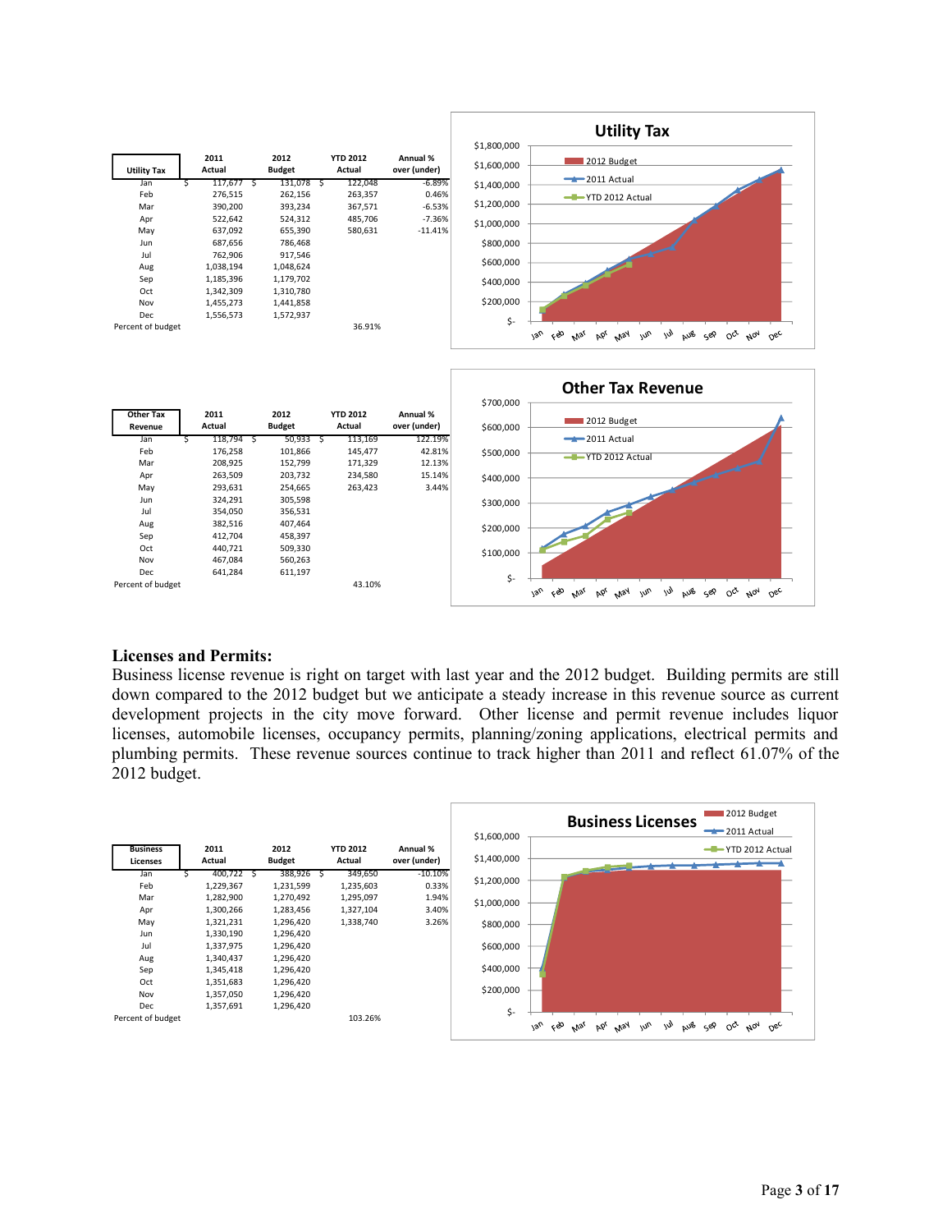| Utility Tax | 2011 Actual | 2012 Budget | YTD 2012 Actual | Annual % over (under) |
|---|---|---|---|---|
| Jan | $ 117,677 | $ 131,078 | $ 122,048 | -6.89% |
| Feb | 276,515 | 262,156 | 263,357 | 0.46% |
| Mar | 390,200 | 393,234 | 367,571 | -6.53% |
| Apr | 522,642 | 524,312 | 485,706 | -7.36% |
| May | 637,092 | 655,390 | 580,631 | -11.41% |
| Jun | 687,656 | 786,468 | | |
| Jul | 762,906 | 917,546 | | |
| Aug | 1,038,194 | 1,048,624 | | |
| Sep | 1,185,396 | 1,179,702 | | |
| Oct | 1,342,309 | 1,310,780 | | |
| Nov | 1,455,273 | 1,441,858 | | |
| Dec | 1,556,573 | 1,572,937 | | |
| Percent of budget | | | 36.91% | |

Utility Tax

$1,800,000
$1,600,000
$1,400,000
$1,200,000
$1,000,000
$800,000
$600,000
$400,000
$200,000
$-

2012 Budget
2011 Actual
YTD 2012 Actual

Jan Feb Mar Apr May Jun Jul Aug Sep Oct Nov Dec

| Other Tax Revenue | 2011 Actual | 2012 Budget | YTD 2012 Actual | Annual % over (under) |
|---|---|---|---|---|
| Jan | $ 118,794 | $ 50,933 | $ 113,169 | 122.19% |
| Feb | 176,258 | 101,866 | 145,477 | 42.81% |
| Mar | 208,925 | 152,799 | 171,329 | 12.13% |
| Apr | 263,509 | 203,732 | 234,580 | 15.14% |
| May | 293,631 | 254,665 | 263,423 | 3.44% |
| Jun | 324,291 | 305,598 | | |
| Jul | 354,050 | 356,531 | | |
| Aug | 382,516 | 407,464 | | |
| Sep | 412,704 | 458,397 | | |
| Oct | 440,721 | 509,330 | | |
| Nov | 467,084 | 560,263 | | |
| Dec | 641,284 | 611,197 | | |
| Percent of budget | | | 43.10% | |

Other Tax Revenue

$700,000
$600,000
$500,000
$400,000
$300,000
$200,000
$100,000
$-

2012 Budget
2011 Actual
YTD 2012 Actual

Jan Feb Mar Apr May Jun Jul Aug Sep Oct Nov Dec

**Licenses and Permits:**

Business license revenue is right on target with last year and the 2012 budget. Building permits are still down compared to the 2012 budget but we anticipate a steady increase in this revenue source as current development projects in the city move forward. Other license and permit revenue includes liquor licenses, automobile licenses, occupancy permits, planning/zoning applications, electrical permits and plumbing permits. These revenue sources continue to track higher than 2011 and reflect 61.07% of the 2012 budget.

| Business Licenses | 2011 Actual | 2012 Budget | YTD 2012 Actual | Annual % over (under) |
|---|---|---|---|---|
| Jan | $ 400,722 | $ 388,926 | $ 349,650 | -10.10% |
| Feb | 1,229,367 | 1,231,599 | 1,235,603 | 0.33% |
| Mar | 1,282,900 | 1,270,492 | 1,295,097 | 1.94% |
| Apr | 1,300,266 | 1,283,456 | 1,327,104 | 3.40% |
| May | 1,321,231 | 1,296,420 | 1,338,740 | 3.26% |
| Jun | 1,330,190 | 1,296,420 | | |
| Jul | 1,337,975 | 1,296,420 | | |
| Aug | 1,340,437 | 1,296,420 | | |
| Sep | 1,345,418 | 1,296,420 | | |
| Oct | 1,351,683 | 1,296,420 | | |
| Nov | 1,357,050 | 1,296,420 | | |
| Dec | 1,357,691 | 1,296,420 | | |
| Percent of budget | | | 103.26% | |

Business Licenses

2012 Budget
2011 Actual
YTD 2012 Actual

$1,600,000
$1,400,000
$1,200,000
$1,000,000
$800,000
$600,000
$400,000
$200,000
$-

Jan Feb Mar Apr May Jun Jul Aug Sep Oct Nov Dec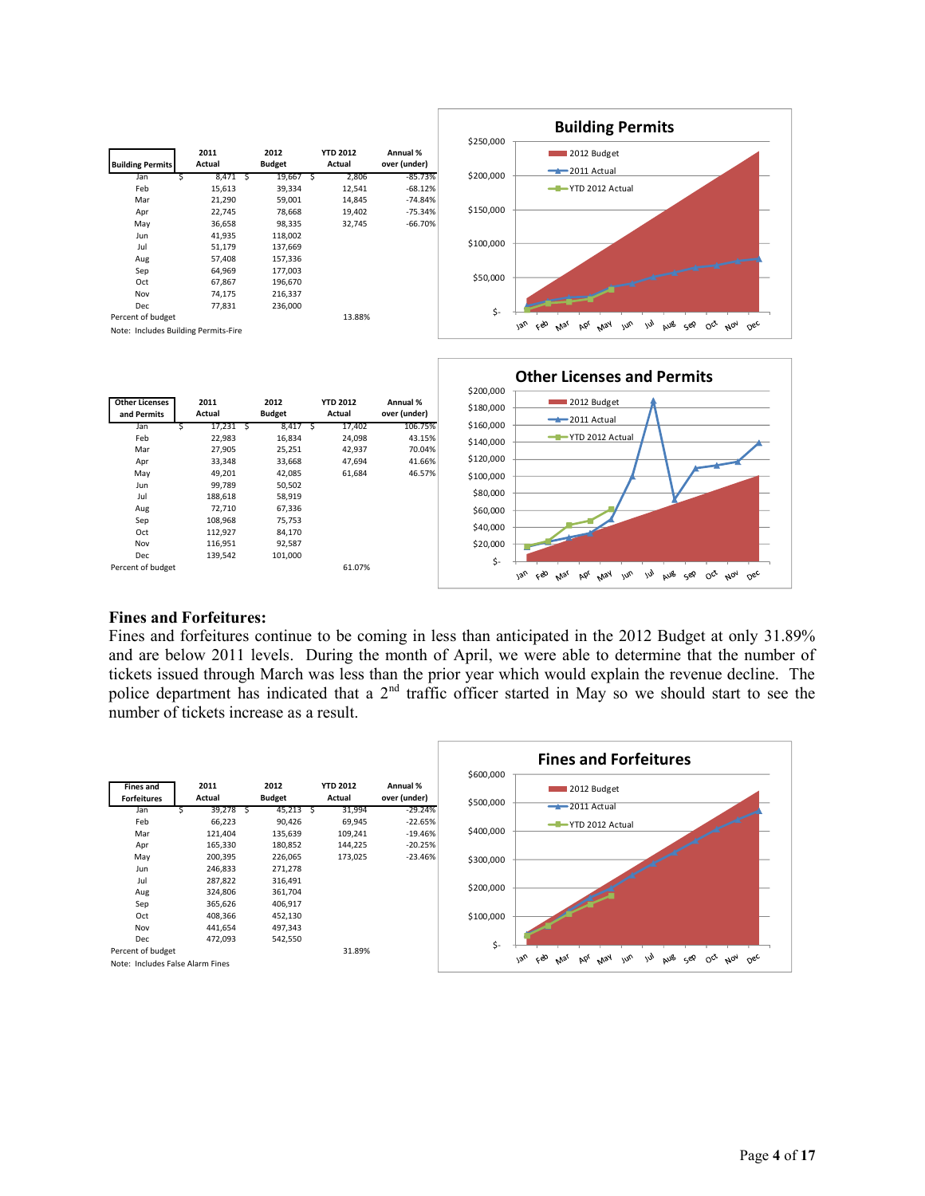| Building Permits | 2011 Actual | 2012 Budget | YTD 2012 Actual | Annual % over (under) |
|---|---|---|---|---|
| Jan | $ 8,471 | $ 19,667 | $ 2,806 | -85.73% |
| Feb | 15,613 | 39,334 | 12,541 | -68.12% |
| Mar | 21,290 | 59,001 | 14,845 | -74.84% |
| Apr | 22,745 | 78,668 | 19,402 | -75.34% |
| May | 36,658 | 98,335 | 32,745 | -66.70% |
| Jun | 41,935 | 118,002 | | |
| Jul | 51,179 | 137,669 | | |
| Aug | 57,408 | 157,336 | | |
| Sep | 64,969 | 177,003 | | |
| Oct | 67,867 | 196,670 | | |
| Nov | 74,175 | 216,337 | | |
| Dec | 77,831 | 236,000 | | |
| Percent of budget | | | 13.88% | |

Note: Includes Building Permits-Fire

Building Permits

$250,000
$200,000
$150,000
$100,000
$50,000
$-

2012 Budget
2011 Actual
YTD 2012 Actual

Jan Feb Mar Apr May Jun Jul Aug Sep Oct Nov Dec

| Other Licenses and Permits | 2011 Actual | 2012 Budget | YTD 2012 Actual | Annual % over (under) |
|---|---|---|---|---|
| Jan | $ 17,231 | $ 8,417 | $ 17,402 | 106.75% |
| Feb | 22,983 | 16,834 | 24,098 | 43.15% |
| Mar | 27,905 | 25,251 | 42,937 | 70.04% |
| Apr | 33,348 | 33,668 | 47,694 | 41.66% |
| May | 49,201 | 42,085 | 61,684 | 46.57% |
| Jun | 99,789 | 50,502 | | |
| Jul | 188,618 | 58,919 | | |
| Aug | 72,710 | 67,336 | | |
| Sep | 108,968 | 75,753 | | |
| Oct | 112,927 | 84,170 | | |
| Nov | 116,951 | 92,587 | | |
| Dec | 139,542 | 101,000 | | |
| Percent of budget | | | 61.07% | |

Other Licenses and Permits

$200,000
$180,000
$160,000
$140,000
$120,000
$100,000
$80,000
$60,000
$40,000
$20,000
$-

2012 Budget
2011 Actual
YTD 2012 Actual

Jan Feb Mar Apr May Jun Jul Aug Sep Oct Nov Dec

## Fines and Forfeitures:

Fines and forfeitures continue to be coming in less than anticipated in the 2012 Budget at only 31.89% and are below 2011 levels. During the month of April, we were able to determine that the number of tickets issued through March was less than the prior year which would explain the revenue decline. The police department has indicated that a 2nd traffic officer started in May so we should start to see the number of tickets increase as a result.

| Fines and Forfeitures | 2011 Actual | 2012 Budget | YTD 2012 Actual | Annual % over (under) |
|---|---|---|---|---|
| Jan | $ 39,278 | $ 45,213 | $ 31,994 | -29.24% |
| Feb | 66,223 | 90,426 | 69,945 | -22.65% |
| Mar | 121,404 | 135,639 | 109,241 | -19.46% |
| Apr | 165,330 | 180,852 | 144,225 | -20.25% |
| May | 200,395 | 226,065 | 173,025 | -23.46% |
| Jun | 246,833 | 271,278 | | |
| Jul | 287,822 | 316,491 | | |
| Aug | 324,806 | 361,704 | | |
| Sep | 365,626 | 406,917 | | |
| Oct | 408,366 | 452,130 | | |
| Nov | 441,654 | 497,343 | | |
| Dec | 472,093 | 542,550 | | |
| Percent of budget | | | 31.89% | |

Note: Includes False Alarm Fines

Fines and Forfeitures

$600,000
$500,000
$400,000
$300,000
$200,000
$100,000
$-

2012 Budget
2011 Actual
YTD 2012 Actual

Jan Feb Mar Apr May Jun Jul Aug Sep Oct Nov Dec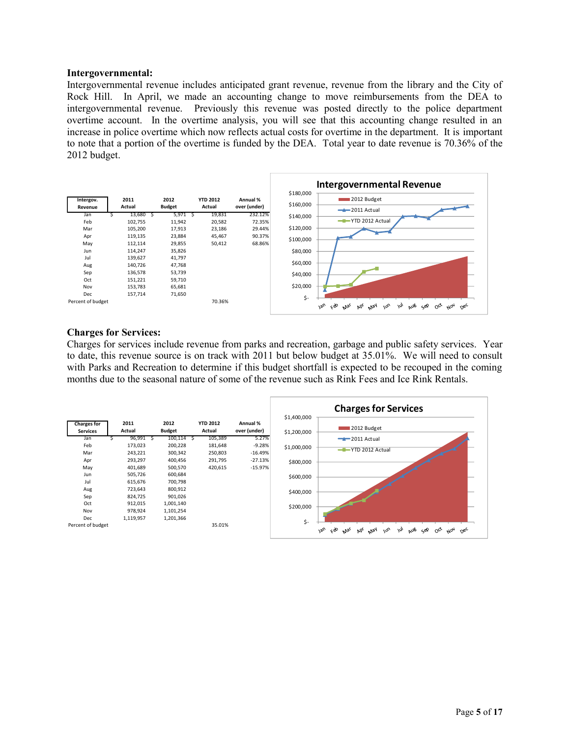## Intergovernmental:

Intergovernmental revenue includes anticipated grant revenue, revenue from the library and the City of Rock Hill. In April, we made an accounting change to move reimbursements from the DEA to intergovernmental revenue. Previously this revenue was posted directly to the police department overtime account. In the overtime analysis, you will see that this accounting change resulted in an increase in police overtime which now reflects actual costs for overtime in the department. It is important to note that a portion of the overtime is funded by the DEA. Total year to date revenue is 70.36% of the 2012 budget.

| Intergov. Revenue | 2011 Actual | 2012 Budget | YTD 2012 Actual | Annual % over (under) |
|---|---|---|---|---|
| Jan | $ 13,680 | $ 5,971 | $ 19,831 | 232.12% |
| Feb | 102,755 | 11,942 | 20,582 | 72.35% |
| Mar | 105,200 | 17,913 | 23,186 | 29.44% |
| Apr | 119,135 | 23,884 | 45,467 | 90.37% |
| May | 112,114 | 29,855 | 50,412 | 68.86% |
| Jun | 114,247 | 35,826 | | |
| Jul | 139,627 | 41,797 | | |
| Aug | 140,726 | 47,768 | | |
| Sep | 136,578 | 53,739 | | |
| Oct | 151,221 | 59,710 | | |
| Nov | 153,783 | 65,681 | | |
| Dec | 157,714 | 71,650 | | |
| Percent of budget | | | 70.36% | |

Intergovernmental Revenue

2012 Budget
2011 Actual
YTD 2012 Actual

$180,000
$160,000
$140,000
$120,000
$100,000
$80,000
$60,000
$40,000
$20,000
$-

Jan Feb Mar Apr May Jun Jul Aug Sep Oct Nov Dec

## Charges for Services:

Charges for services include revenue from parks and recreation, garbage and public safety services. Year to date, this revenue source is on track with 2011 but below budget at 35.01%. We will need to consult with Parks and Recreation to determine if this budget shortfall is expected to be recouped in the coming months due to the seasonal nature of some of the revenue such as Rink Fees and Ice Rink Rentals.

| Charges for Services | 2011 Actual | 2012 Budget | YTD 2012 Actual | Annual % over (under) |
|---|---|---|---|---|
| Jan | $ 96,991 | $ 100,114 | $ 105,389 | 5.27% |
| Feb | 173,023 | 200,228 | 181,648 | -9.28% |
| Mar | 243,221 | 300,342 | 250,803 | -16.49% |
| Apr | 293,297 | 400,456 | 291,795 | -27.13% |
| May | 401,689 | 500,570 | 420,615 | -15.97% |
| Jun | 505,726 | 600,684 | | |
| Jul | 615,676 | 700,798 | | |
| Aug | 723,643 | 800,912 | | |
| Sep | 824,725 | 901,026 | | |
| Oct | 912,015 | 1,001,140 | | |
| Nov | 978,924 | 1,101,254 | | |
| Dec | 1,119,957 | 1,201,366 | | |
| Percent of budget | | | 35.01% | |

Charges for Services

2012 Budget
2011 Actual
YTD 2012 Actual

$1,400,000
$1,200,000
$1,000,000
$800,000
$600,000
$400,000
$200,000
$-

Jan Feb Mar Apr May Jun Jul Aug Sep Oct Nov Dec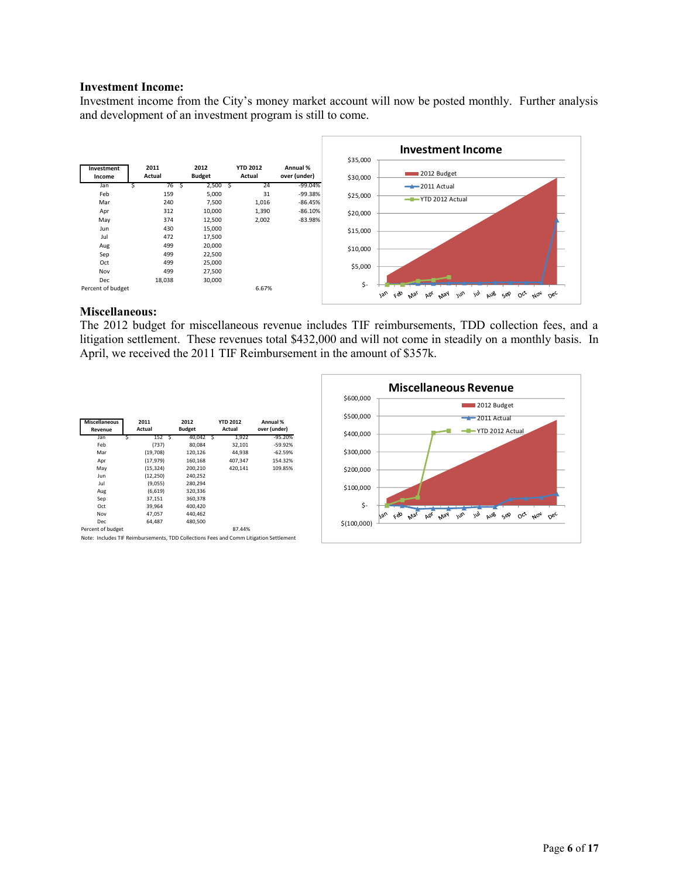## Investment Income:

Investment income from the City's money market account will now be posted monthly. Further analysis and development of an investment program is still to come.

| Investment Income | 2011 Actual | 2012 Budget | YTD 2012 Actual | Annual % over (under) |
|---|---|---|---|---|
| Jan | $ 76 | $ 2,500 | $ 24 | -99.04% |
| Feb | 159 | 5,000 | 31 | -99.38% |
| Mar | 240 | 7,500 | 1,016 | -86.45% |
| Apr | 312 | 10,000 | 1,390 | -86.10% |
| May | 374 | 12,500 | 2,002 | -83.98% |
| Jun | 430 | 15,000 | | |
| Jul | 472 | 17,500 | | |
| Aug | 499 | 20,000 | | |
| Sep | 499 | 22,500 | | |
| Oct | 499 | 25,000 | | |
| Nov | 499 | 27,500 | | |
| Dec | 18,038 | 30,000 | | |
| Percent of budget | | | 6.67% | |

Investment Income

$35,000
$30,000
$25,000
$20,000
$15,000
$10,000
$5,000
$-

2012 Budget
2011 Actual
YTD 2012 Actual

Jan Feb Mar Apr May Jun Jul Aug Sep Oct Nov Dec

## Miscellaneous:

The 2012 budget for miscellaneous revenue includes TIF reimbursements, TDD collection fees, and a litigation settlement. These revenues total $432,000 and will not come in steadily on a monthly basis. In April, we received the 2011 TIF Reimbursement in the amount of $357k.

| Miscellaneous Revenue | 2011 Actual | 2012 Budget | YTD 2012 Actual | Annual % over (under) |
|---|---|---|---|---|
| Jan | $ 152 | $ 40,042 | $ 1,922 | -95.20% |
| Feb | (737) | 80,084 | 32,101 | -59.92% |
| Mar | (19,708) | 120,126 | 44,938 | -62.59% |
| Apr | (17,979) | 160,168 | 407,347 | 154.32% |
| May | (15,324) | 200,210 | 420,141 | 109.85% |
| Jun | (12,250) | 240,252 | | |
| Jul | (9,055) | 280,294 | | |
| Aug | (6,619) | 320,336 | | |
| Sep | 37,151 | 360,378 | | |
| Oct | 39,964 | 400,420 | | |
| Nov | 47,057 | 440,462 | | |
| Dec | 64,487 | 480,500 | | |
| Percent of budget | | | 87.44% | |

Note: Includes TIF Reimbursements, TDD Collections Fees and Comm Litigation Settlement

Miscellaneous Revenue

$600,000
$500,000
$400,000
$300,000
$200,000
$100,000
$-
$(100,000)

2012 Budget
2011 Actual
YTD 2012 Actual

Jan Feb Mar Apr May Jun Jul Aug Sep Oct Nov Dec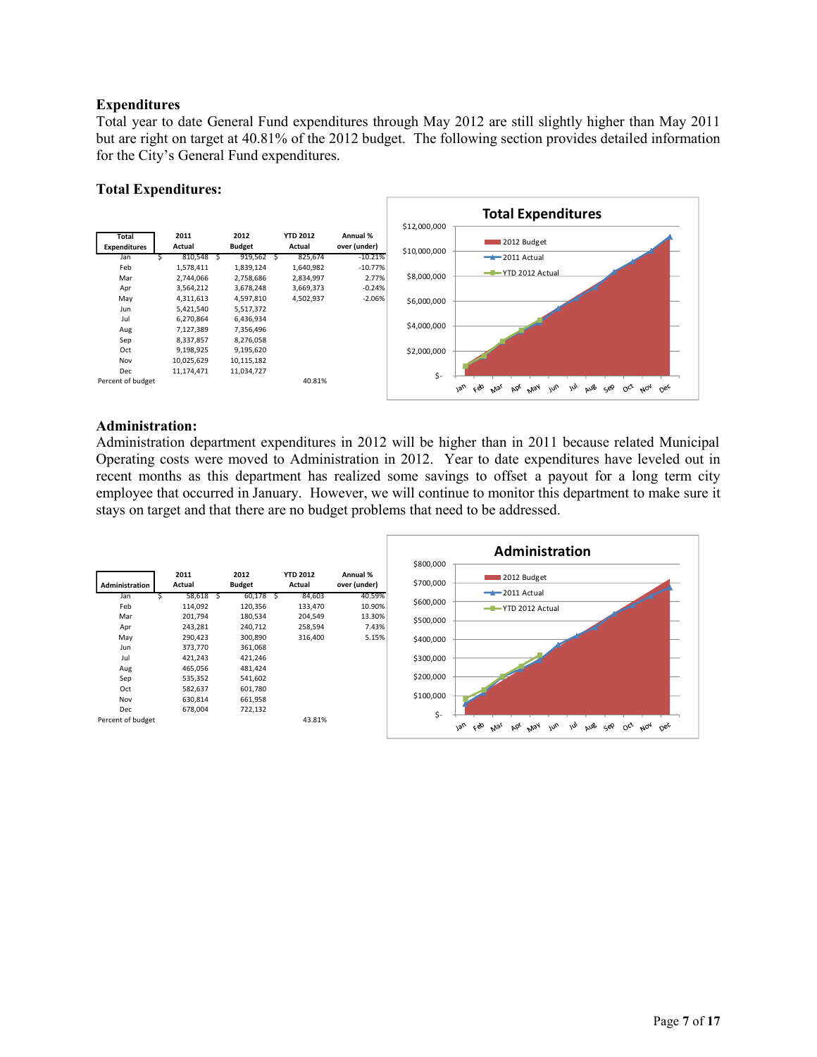## Expenditures

Total year to date General Fund expenditures through May 2012 are still slightly higher than May 2011 but are right on target at 40.81% of the 2012 budget. The following section provides detailed information for the City's General Fund expenditures.

### Total Expenditures:

| Total Expenditures | 2011 Actual | 2012 Budget | YTD 2012 Actual | Annual % over (under) |
|---|---|---|---|---|
| Jan | $ 810,548 | $ 919,562 | $ 825,674 | -10.21% |
| Feb | 1,578,411 | 1,839,124 | 1,640,982 | -10.77% |
| Mar | 2,744,066 | 2,758,686 | 2,834,997 | 2.77% |
| Apr | 3,564,212 | 3,678,248 | 3,669,373 | -0.24% |
| May | 4,311,613 | 4,597,810 | 4,502,937 | -2.06% |
| Jun | 5,421,540 | 5,517,372 | | |
| Jul | 6,270,864 | 6,436,934 | | |
| Aug | 7,127,389 | 7,356,496 | | |
| Sep | 8,337,857 | 8,276,058 | | |
| Oct | 9,198,925 | 9,195,620 | | |
| Nov | 10,025,629 | 10,115,182 | | |
| Dec | 11,174,471 | 11,034,727 | | |
| Percent of budget | | | 40.81% | |

Total Expenditures

$12,000,000
$10,000,000
$8,000,000
$6,000,000
$4,000,000
$2,000,000
$-

2012 Budget
2011 Actual
YTD 2012 Actual

Jan Feb Mar Apr May Jun Jul Aug Sep Oct Nov Dec

### Administration:

Administration department expenditures in 2012 will be higher than in 2011 because related Municipal Operating costs were moved to Administration in 2012. Year to date expenditures have leveled out in recent months as this department has realized some savings to offset a payout for a long term city employee that occurred in January. However, we will continue to monitor this department to make sure it stays on target and that there are no budget problems that need to be addressed.

| Administration | 2011 Actual | 2012 Budget | YTD 2012 Actual | Annual % over (under) |
|---|---|---|---|---|
| Jan | $ 58,618 | $ 60,178 | $ 84,603 | 40.59% |
| Feb | 114,092 | 120,356 | 133,470 | 10.90% |
| Mar | 201,794 | 180,534 | 204,549 | 13.30% |
| Apr | 243,281 | 240,712 | 258,594 | 7.43% |
| May | 290,423 | 300,890 | 316,400 | 5.15% |
| Jun | 373,770 | 361,068 | | |
| Jul | 421,243 | 421,246 | | |
| Aug | 465,056 | 481,424 | | |
| Sep | 535,352 | 541,602 | | |
| Oct | 582,637 | 601,780 | | |
| Nov | 630,814 | 661,958 | | |
| Dec | 678,004 | 722,132 | | |
| Percent of budget | | | 43.81% | |

Administration

$800,000
$700,000
$600,000
$500,000
$400,000
$300,000
$200,000
$100,000
$-

2012 Budget
2011 Actual
YTD 2012 Actual

Jan Feb Mar Apr May Jun Jul Aug Sep Oct Nov Dec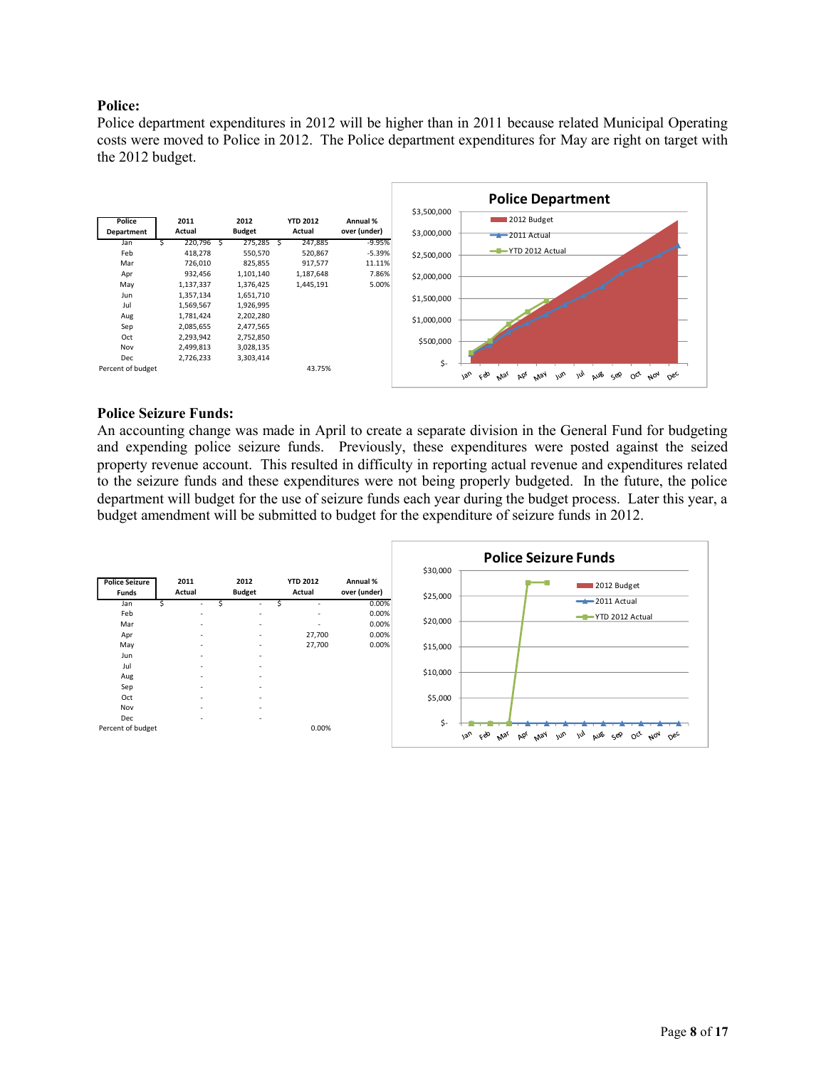## Police:

Police department expenditures in 2012 will be higher than in 2011 because related Municipal Operating costs were moved to Police in 2012. The Police department expenditures for May are right on target with the 2012 budget.

| Police Department | 2011 Actual | 2012 Budget | YTD 2012 Actual | Annual % over (under) |
|---|---|---|---|---|
| Jan | $ 220,796 | $ 275,285 | $ 247,885 | -9.95% |
| Feb | 418,278 | 550,570 | 520,867 | -5.39% |
| Mar | 726,010 | 825,855 | 917,577 | 11.11% |
| Apr | 932,456 | 1,101,140 | 1,187,648 | 7.86% |
| May | 1,137,337 | 1,376,425 | 1,445,191 | 5.00% |
| Jun | 1,357,134 | 1,651,710 | | |
| Jul | 1,569,567 | 1,926,995 | | |
| Aug | 1,781,424 | 2,202,280 | | |
| Sep | 2,085,655 | 2,477,565 | | |
| Oct | 2,293,942 | 2,752,850 | | |
| Nov | 2,499,813 | 3,028,135 | | |
| Dec | 2,726,233 | 3,303,414 | | |
| Percent of budget | | | 43.75% | |

Police Department

$3,500,000
$3,000,000
$2,500,000
$2,000,000
$1,500,000
$1,000,000
$500,000
$-

2012 Budget
2011 Actual
YTD 2012 Actual

Jan Feb Mar Apr May Jun Jul Aug Sep Oct Nov Dec

## Police Seizure Funds:

An accounting change was made in April to create a separate division in the General Fund for budgeting and expending police seizure funds. Previously, these expenditures were posted against the seized property revenue account. This resulted in difficulty in reporting actual revenue and expenditures related to the seizure funds and these expenditures were not being properly budgeted. In the future, the police department will budget for the use of seizure funds each year during the budget process. Later this year, a budget amendment will be submitted to budget for the expenditure of seizure funds in 2012.

| Police Seizure Funds | 2011 Actual | 2012 Budget | YTD 2012 Actual | Annual % over (under) |
|---|---|---|---|---|
| Jan | $ - | $ - | $ - | 0.00% |
| Feb | - | - | - | 0.00% |
| Mar | - | - | - | 0.00% |
| Apr | - | - | 27,700 | 0.00% |
| May | - | - | 27,700 | 0.00% |
| Jun | - | - | | |
| Jul | - | - | | |
| Aug | - | - | | |
| Sep | - | - | | |
| Oct | - | - | | |
| Nov | - | - | | |
| Dec | - | - | | |
| Percent of budget | | | 0.00% | |

Police Seizure Funds

$30,000
$25,000
$20,000
$15,000
$10,000
$5,000
$-

2012 Budget
2011 Actual
YTD 2012 Actual

Jan Feb Mar Apr May Jun Jul Aug Sep Oct Nov Dec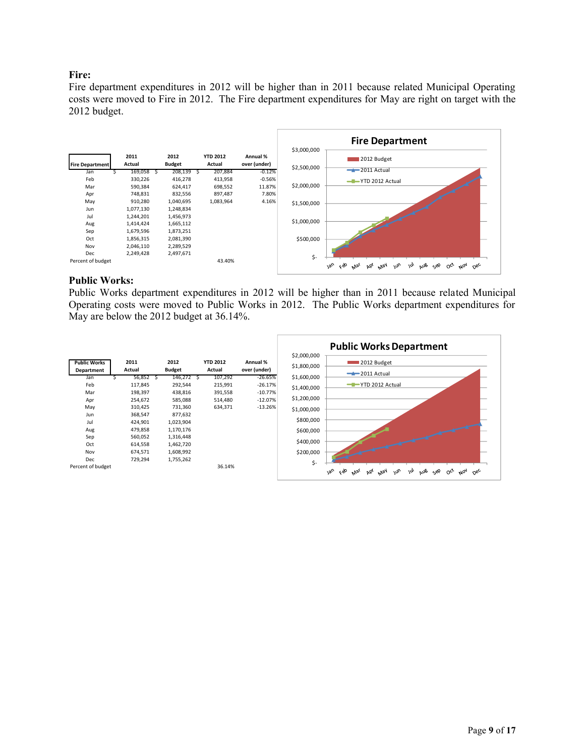## Fire:

Fire department expenditures in 2012 will be higher than in 2011 because related Municipal Operating costs were moved to Fire in 2012. The Fire department expenditures for May are right on target with the 2012 budget.

| Fire Department | 2011 Actual | 2012 Budget | YTD 2012 Actual | Annual % over (under) |
|---|---|---|---|---|
| Jan | $ 169,058 | $ 208,139 | $ 207,884 | -0.12% |
| Feb | 330,226 | 416,278 | 413,958 | -0.56% |
| Mar | 590,384 | 624,417 | 698,552 | 11.87% |
| Apr | 748,831 | 832,556 | 897,487 | 7.80% |
| May | 910,280 | 1,040,695 | 1,083,964 | 4.16% |
| Jun | 1,077,130 | 1,248,834 | | |
| Jul | 1,244,201 | 1,456,973 | | |
| Aug | 1,414,424 | 1,665,112 | | |
| Sep | 1,679,596 | 1,873,251 | | |
| Oct | 1,856,315 | 2,081,390 | | |
| Nov | 2,046,110 | 2,289,529 | | |
| Dec | 2,249,428 | 2,497,671 | | |
| Percent of budget | | | 43.40% | |

Fire Department

$3,000,000
$2,500,000
$2,000,000
$1,500,000
$1,000,000
$500,000
$-

2012 Budget
2011 Actual
YTD 2012 Actual

Jan Feb Mar Apr May Jun Jul Aug Sep Oct Nov Dec

## Public Works:

Public Works department expenditures in 2012 will be higher than in 2011 because related Municipal Operating costs were moved to Public Works in 2012. The Public Works department expenditures for May are below the 2012 budget at 36.14%.

| Public Works Department | 2011 Actual | 2012 Budget | YTD 2012 Actual | Annual % over (under) |
|---|---|---|---|---|
| Jan | $ 56,852 | $ 146,272 | $ 107,292 | -26.65% |
| Feb | 117,845 | 292,544 | 215,991 | -26.17% |
| Mar | 198,397 | 438,816 | 391,558 | -10.77% |
| Apr | 254,672 | 585,088 | 514,480 | -12.07% |
| May | 310,425 | 731,360 | 634,371 | -13.26% |
| Jun | 368,547 | 877,632 | | |
| Jul | 424,901 | 1,023,904 | | |
| Aug | 479,858 | 1,170,176 | | |
| Sep | 560,052 | 1,316,448 | | |
| Oct | 614,558 | 1,462,720 | | |
| Nov | 674,571 | 1,608,992 | | |
| Dec | 729,294 | 1,755,262 | | |
| Percent of budget | | | 36.14% | |

Public Works Department

$2,000,000
$1,800,000
$1,600,000
$1,400,000
$1,200,000
$1,000,000
$800,000
$600,000
$400,000
$200,000
$-

2012 Budget
2011 Actual
YTD 2012 Actual

Jan Feb Mar Apr May Jun Jul Aug Sep Oct Nov Dec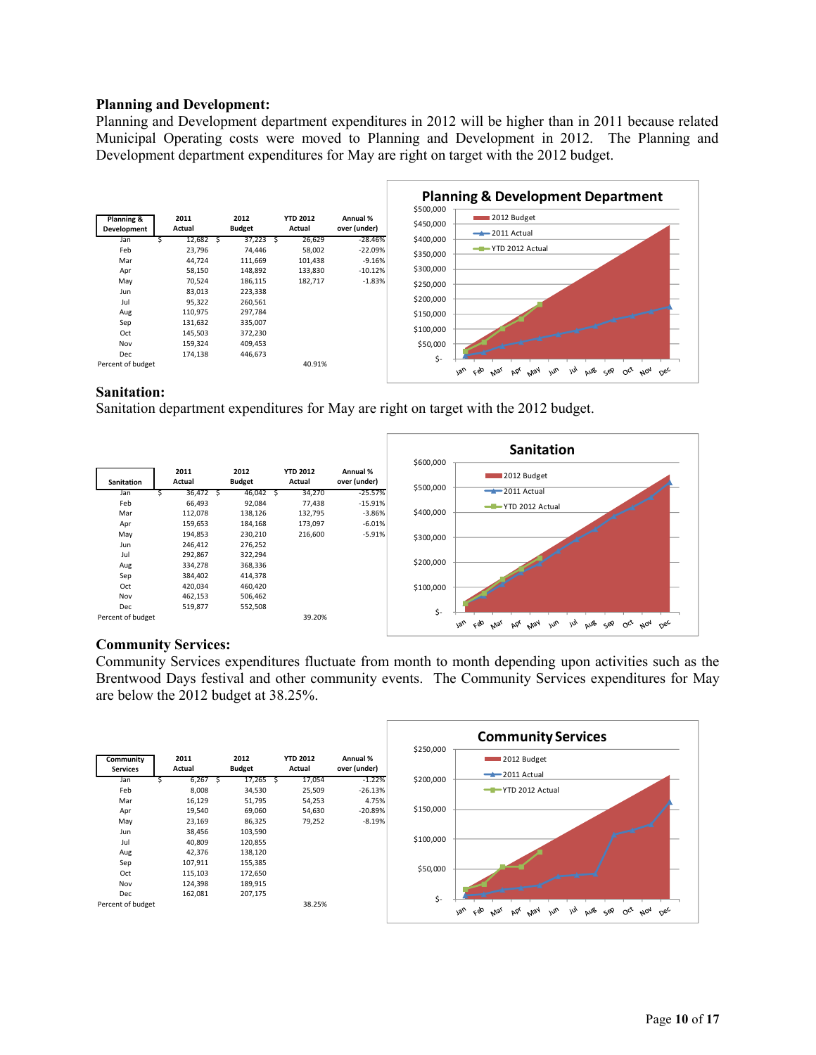### Planning and Development:

Planning and Development department expenditures in 2012 will be higher than in 2011 because related Municipal Operating costs were moved to Planning and Development in 2012. The Planning and Development department expenditures for May are right on target with the 2012 budget.

| Planning & Development | 2011 Actual | 2012 Budget | YTD 2012 Actual | Annual % over (under) |
|---|---|---|---|---|
| Jan | $ 12,682 | $ 37,223 | $ 26,629 | -28.46% |
| Feb | 23,796 | 74,446 | 58,002 | -22.09% |
| Mar | 44,724 | 111,669 | 101,438 | -9.16% |
| Apr | 58,150 | 148,892 | 133,830 | -10.12% |
| May | 70,524 | 186,115 | 182,717 | -1.83% |
| Jun | 83,013 | 223,338 | | |
| Jul | 95,322 | 260,561 | | |
| Aug | 110,975 | 297,784 | | |
| Sep | 131,632 | 335,007 | | |
| Oct | 145,503 | 372,230 | | |
| Nov | 159,324 | 409,453 | | |
| Dec | 174,138 | 446,673 | | |
| Percent of budget | | | 40.91% | |

Planning & Development Department

$500,000
$450,000
$400,000
$350,000
$300,000
$250,000
$200,000
$150,000
$100,000
$50,000
$-

2012 Budget
2011 Actual
YTD 2012 Actual

Jan Feb Mar Apr May Jun Jul Aug Sep Oct Nov Dec

### Sanitation:

Sanitation department expenditures for May are right on target with the 2012 budget.

| Sanitation | 2011 Actual | 2012 Budget | YTD 2012 Actual | Annual % over (under) |
|---|---|---|---|---|
| Jan | $ 36,472 | $ 46,042 | $ 34,270 | -25.57% |
| Feb | 66,493 | 92,084 | 77,438 | -15.91% |
| Mar | 112,078 | 138,126 | 132,795 | -3.86% |
| Apr | 159,653 | 184,168 | 173,097 | -6.01% |
| May | 194,853 | 230,210 | 216,600 | -5.91% |
| Jun | 246,412 | 276,252 | | |
| Jul | 292,867 | 322,294 | | |
| Aug | 334,278 | 368,336 | | |
| Sep | 384,402 | 414,378 | | |
| Oct | 420,034 | 460,420 | | |
| Nov | 462,153 | 506,462 | | |
| Dec | 519,877 | 552,508 | | |
| Percent of budget | | | 39.20% | |

Sanitation

$600,000
$500,000
$400,000
$300,000
$200,000
$100,000
$-

2012 Budget
2011 Actual
YTD 2012 Actual

Jan Feb Mar Apr May Jun Jul Aug Sep Oct Nov Dec

### Community Services:

Community Services expenditures fluctuate from month to month depending upon activities such as the Brentwood Days festival and other community events. The Community Services expenditures for May are below the 2012 budget at 38.25%.

| Community Services | 2011 Actual | 2012 Budget | YTD 2012 Actual | Annual % over (under) |
|---|---|---|---|---|
| Jan | $ 6,267 | $ 17,265 | $ 17,054 | -1.22% |
| Feb | 8,008 | 34,530 | 25,509 | -26.13% |
| Mar | 16,129 | 51,795 | 54,253 | 4.75% |
| Apr | 19,540 | 69,060 | 54,630 | -20.89% |
| May | 23,169 | 86,325 | 79,252 | -8.19% |
| Jun | 38,456 | 103,590 | | |
| Jul | 40,809 | 120,855 | | |
| Aug | 42,376 | 138,120 | | |
| Sep | 107,911 | 155,385 | | |
| Oct | 115,103 | 172,650 | | |
| Nov | 124,398 | 189,915 | | |
| Dec | 162,081 | 207,175 | | |
| Percent of budget | | | 38.25% | |

Community Services

$250,000
$200,000
$150,000
$100,000
$50,000
$-

2012 Budget
2011 Actual
YTD 2012 Actual

Jan Feb Mar Apr May Jun Jul Aug Sep Oct Nov Dec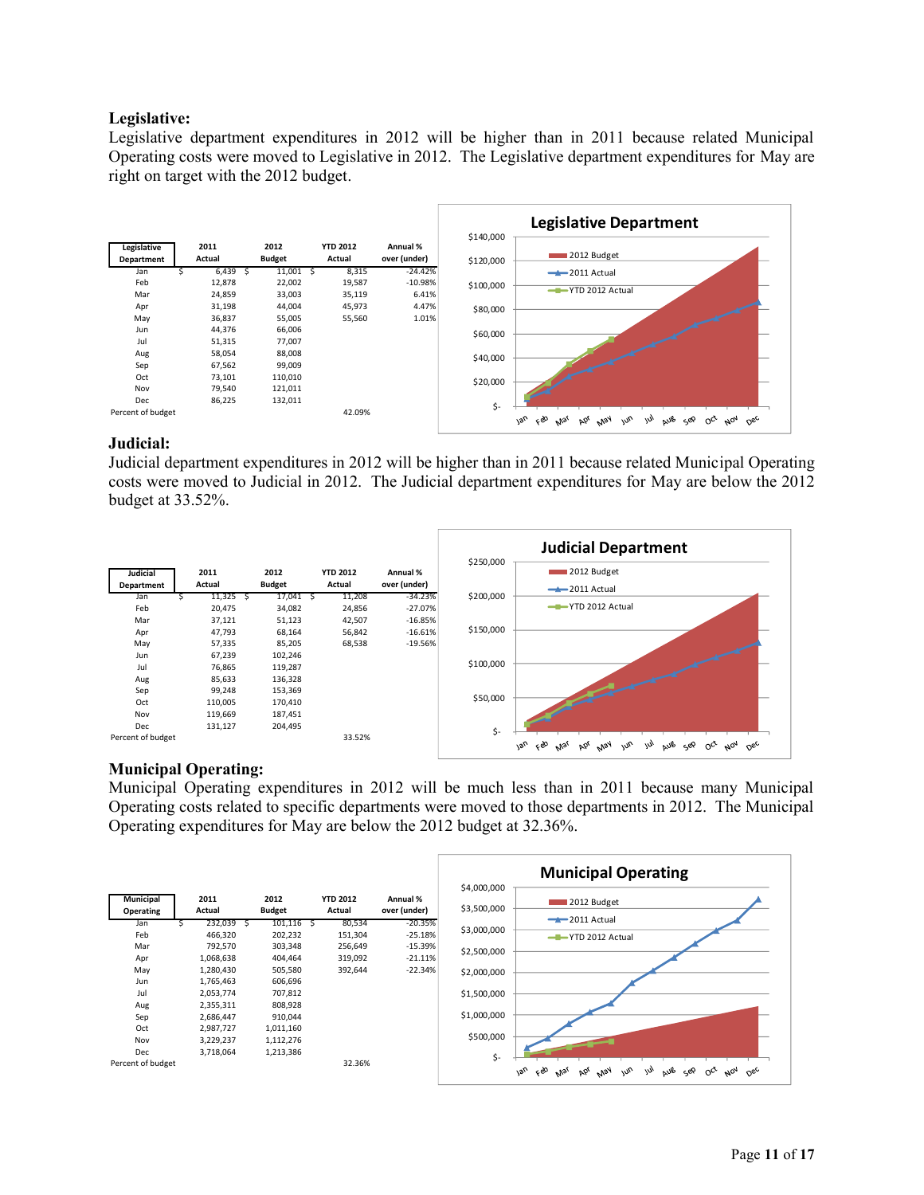### Legislative:

Legislative department expenditures in 2012 will be higher than in 2011 because related Municipal Operating costs were moved to Legislative in 2012. The Legislative department expenditures for May are right on target with the 2012 budget.

| Legislative Department | 2011 Actual | 2012 Budget | YTD 2012 Actual | Annual % over (under) |
|---|---|---|---|---|
| Jan | $ 6,439 | $ 11,001 | $ 8,315 | -24.42% |
| Feb | 12,878 | 22,002 | 19,587 | -10.98% |
| Mar | 24,859 | 33,003 | 35,119 | 6.41% |
| Apr | 31,198 | 44,004 | 45,973 | 4.47% |
| May | 36,837 | 55,005 | 55,560 | 1.01% |
| Jun | 44,376 | 66,006 | | |
| Jul | 51,315 | 77,007 | | |
| Aug | 58,054 | 88,008 | | |
| Sep | 67,562 | 99,009 | | |
| Oct | 73,101 | 110,010 | | |
| Nov | 79,540 | 121,011 | | |
| Dec | 86,225 | 132,011 | | |
| Percent of budget | | | 42.09% | |

Legislative Department

$140,000
$120,000
$100,000
$80,000
$60,000
$40,000
$20,000
$-

2012 Budget
2011 Actual
YTD 2012 Actual

Jan Feb Mar Apr May Jun Jul Aug Sep Oct Nov Dec

### Judicial:

Judicial department expenditures in 2012 will be higher than in 2011 because related Municipal Operating costs were moved to Judicial in 2012. The Judicial department expenditures for May are below the 2012 budget at 33.52%.

| Judicial Department | 2011 Actual | 2012 Budget | YTD 2012 Actual | Annual % over (under) |
|---|---|---|---|---|
| Jan | $ 11,325 | $ 17,041 | $ 11,208 | -34.23% |
| Feb | 20,475 | 34,082 | 24,856 | -27.07% |
| Mar | 37,121 | 51,123 | 42,507 | -16.85% |
| Apr | 47,793 | 68,164 | 56,842 | -16.61% |
| May | 57,335 | 85,205 | 68,538 | -19.56% |
| Jun | 67,239 | 102,246 | | |
| Jul | 76,865 | 119,287 | | |
| Aug | 85,633 | 136,328 | | |
| Sep | 99,248 | 153,369 | | |
| Oct | 110,005 | 170,410 | | |
| Nov | 119,669 | 187,451 | | |
| Dec | 131,127 | 204,495 | | |
| Percent of budget | | | 33.52% | |

Judicial Department

$250,000
$200,000
$150,000
$100,000
$50,000
$-

2012 Budget
2011 Actual
YTD 2012 Actual

Jan Feb Mar Apr May Jun Jul Aug Sep Oct Nov Dec

### Municipal Operating:

Municipal Operating expenditures in 2012 will be much less than in 2011 because many Municipal Operating costs related to specific departments were moved to those departments in 2012. The Municipal Operating expenditures for May are below the 2012 budget at 32.36%.

| Municipal Operating | 2011 Actual | 2012 Budget | YTD 2012 Actual | Annual % over (under) |
|---|---|---|---|---|
| Jan | $ 232,039 | $ 101,116 | $ 80,534 | -20.35% |
| Feb | 466,320 | 202,232 | 151,304 | -25.18% |
| Mar | 792,570 | 303,348 | 256,649 | -15.39% |
| Apr | 1,068,638 | 404,464 | 319,092 | -21.11% |
| May | 1,280,430 | 505,580 | 392,644 | -22.34% |
| Jun | 1,765,463 | 606,696 | | |
| Jul | 2,053,774 | 707,812 | | |
| Aug | 2,355,311 | 808,928 | | |
| Sep | 2,686,447 | 910,044 | | |
| Oct | 2,987,727 | 1,011,160 | | |
| Nov | 3,229,237 | 1,112,276 | | |
| Dec | 3,718,064 | 1,213,386 | | |
| Percent of budget | | | 32.36% | |

Municipal Operating

$4,000,000
$3,500,000
$3,000,000
$2,500,000
$2,000,000
$1,500,000
$1,000,000
$500,000
$-

2012 Budget
2011 Actual
YTD 2012 Actual

Jan Feb Mar Apr May Jun Jul Aug Sep Oct Nov Dec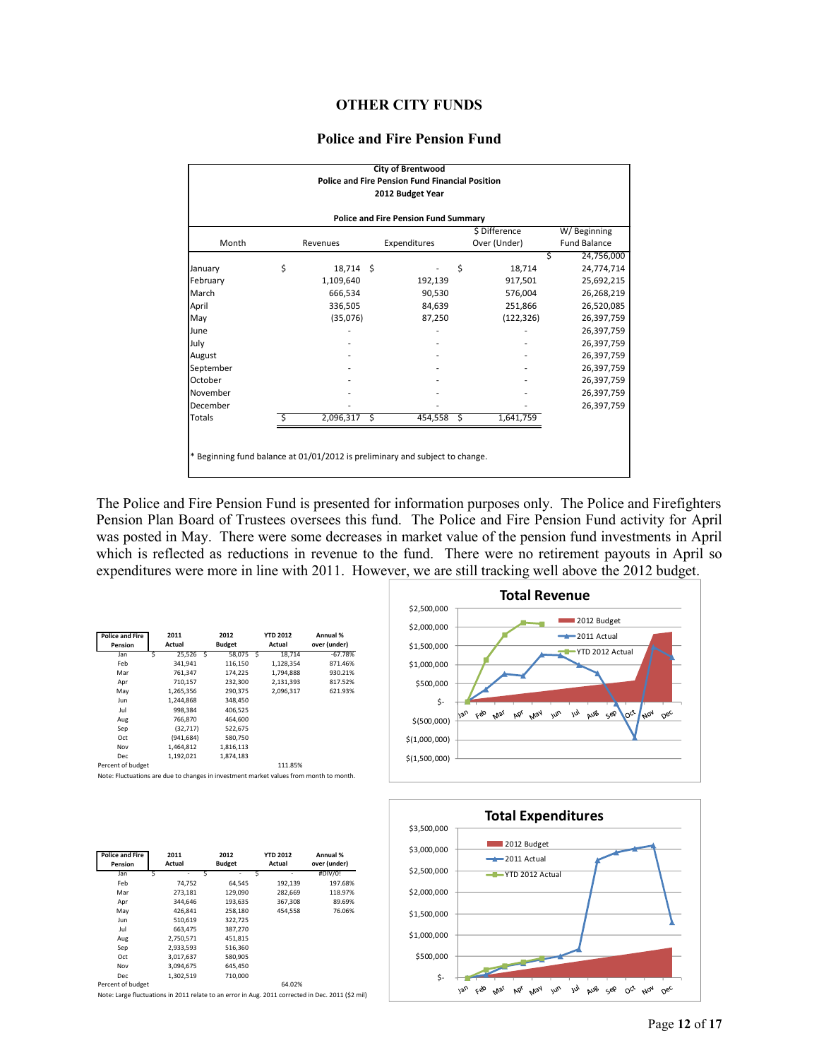# OTHER CITY FUNDS

## Police and Fire Pension Fund

**City of Brentwood**
**Police and Fire Pension Fund Financial Position**
**2012 Budget Year**

**Police and Fire Pension Fund Summary**

| Month | Revenues | Expenditures | $ Difference Over (Under) | W/ Beginning Fund Balance |
|---|---|---|---|---|
| | | | | $ 24,756,000 |
| January | $ 18,714 | $ - | $ 18,714 | 24,774,714 |
| February | 1,109,640 | 192,139 | 917,501 | 25,692,215 |
| March | 666,534 | 90,530 | 576,004 | 26,268,219 |
| April | 336,505 | 84,639 | 251,866 | 26,520,085 |
| May | (35,076) | 87,250 | (122,326) | 26,397,759 |
| June | - | - | - | 26,397,759 |
| July | - | - | - | 26,397,759 |
| August | - | - | - | 26,397,759 |
| September | - | - | - | 26,397,759 |
| October | - | - | - | 26,397,759 |
| November | - | - | - | 26,397,759 |
| December | - | - | - | 26,397,759 |
| Totals | $ 2,096,317 | $ 454,558 | $ 1,641,759 | |

* Beginning fund balance at 01/01/2012 is preliminary and subject to change.

The Police and Fire Pension Fund is presented for information purposes only. The Police and Firefighters Pension Plan Board of Trustees oversees this fund. The Police and Fire Pension Fund activity for April was posted in May. There were some decreases in market value of the pension fund investments in April which is reflected as reductions in revenue to the fund. There were no retirement payouts in April so expenditures were more in line with 2011. However, we are still tracking well above the 2012 budget.

| Police and Fire Pension | 2011 Actual | 2012 Budget | YTD 2012 Actual | Annual % over (under) |
|---|---|---|---|---|
| Jan | $ 25,526 | $ 58,075 | $ 18,714 | -67.78% |
| Feb | 341,941 | 116,150 | 1,128,354 | 871.46% |
| Mar | 761,347 | 174,225 | 1,794,888 | 930.21% |
| Apr | 710,157 | 232,300 | 2,131,393 | 817.52% |
| May | 1,265,356 | 290,375 | 2,096,317 | 621.93% |
| Jun | 1,244,868 | 348,450 | | |
| Jul | 998,384 | 406,525 | | |
| Aug | 766,870 | 464,600 | | |
| Sep | (32,717) | 522,675 | | |
| Oct | (941,684) | 580,750 | | |
| Nov | 1,464,812 | 1,816,113 | | |
| Dec | 1,192,021 | 1,874,183 | | |
| Percent of budget | | | 111.85% | |

Note: Fluctuations are due to changes in investment market values from month to month.

Total Revenue

$2,500,000
$2,000,000
$1,500,000
$1,000,000
$500,000
$-
$(500,000)
$(1,000,000)
$(1,500,000)

2012 Budget
2011 Actual
YTD 2012 Actual

Jan Feb Mar Apr May Jun Jul Aug Sep Oct Nov Dec

| Police and Fire Pension | 2011 Actual | 2012 Budget | YTD 2012 Actual | Annual % over (under) |
|---|---|---|---|---|
| Jan | $ - | $ - | $ - | #DIV/0! |
| Feb | 74,752 | 64,545 | 192,139 | 197.68% |
| Mar | 273,181 | 129,090 | 282,669 | 118.97% |
| Apr | 344,646 | 193,635 | 367,308 | 89.69% |
| May | 426,841 | 258,180 | 454,558 | 76.06% |
| Jun | 510,619 | 322,725 | | |
| Jul | 663,475 | 387,270 | | |
| Aug | 2,750,571 | 451,815 | | |
| Sep | 2,933,593 | 516,360 | | |
| Oct | 3,017,637 | 580,905 | | |
| Nov | 3,094,675 | 645,450 | | |
| Dec | 1,302,519 | 710,000 | | |
| Percent of budget | | | 64.02% | |

Note: Large fluctuations in 2011 relate to an error in Aug. 2011 corrected in Dec. 2011 ($2 mil)

Total Expenditures

$3,500,000
$3,000,000
$2,500,000
$2,000,000
$1,500,000
$1,000,000
$500,000
$-

2012 Budget
2011 Actual
YTD 2012 Actual

Jan Feb Mar Apr May Jun Jul Aug Sep Oct Nov Dec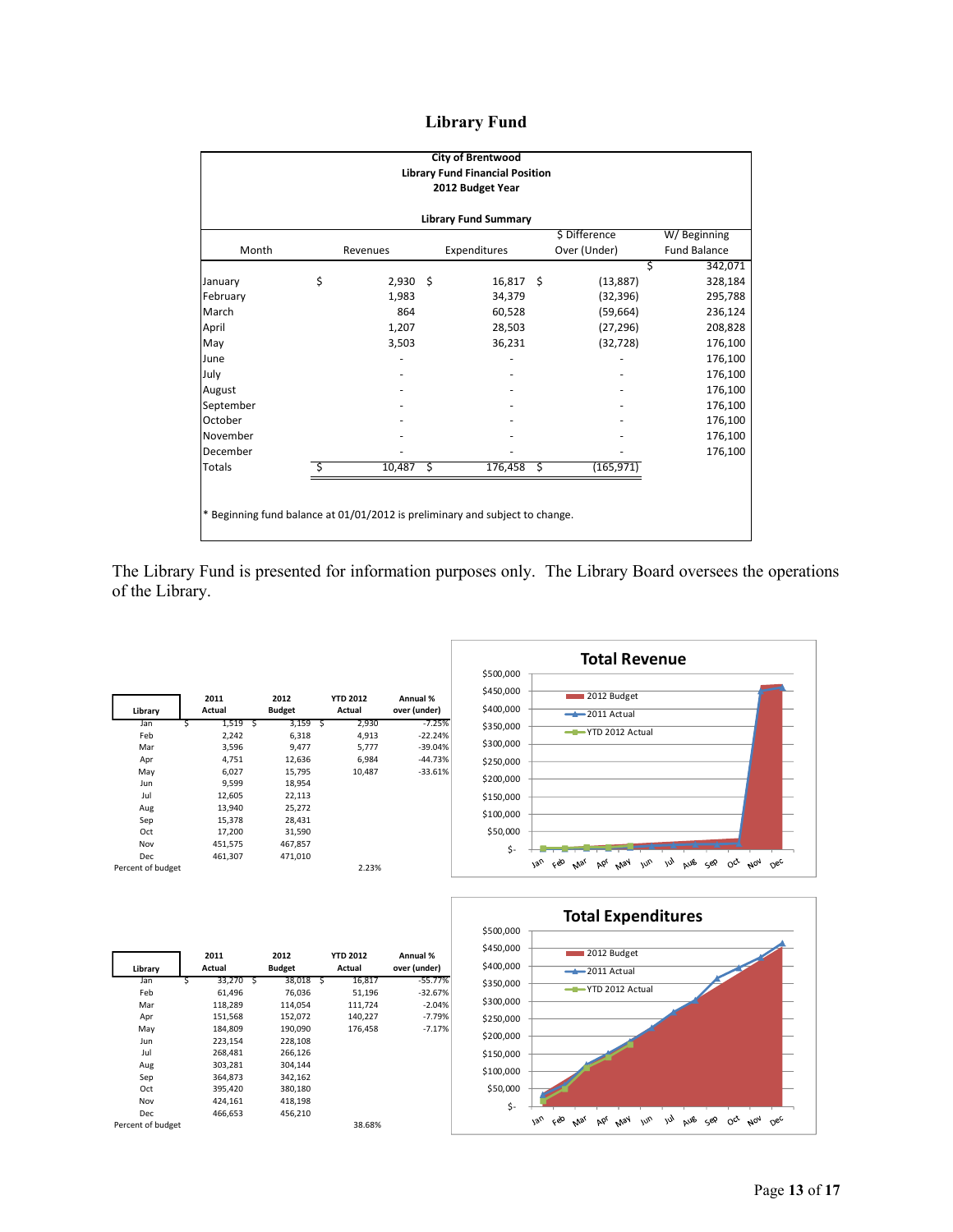# Library Fund

**City of Brentwood**
**Library Fund Financial Position**
**2012 Budget Year**

**Library Fund Summary**

| Month | Revenues | Expenditures | $ Difference Over (Under) | W/ Beginning Fund Balance |
|---|---|---|---|---|
| | | | | $ 342,071 |
| January | $ 2,930 | $ 16,817 | $ (13,887) | 328,184 |
| February | 1,983 | 34,379 | (32,396) | 295,788 |
| March | 864 | 60,528 | (59,664) | 236,124 |
| April | 1,207 | 28,503 | (27,296) | 208,828 |
| May | 3,503 | 36,231 | (32,728) | 176,100 |
| June | - | - | - | 176,100 |
| July | - | - | - | 176,100 |
| August | - | - | - | 176,100 |
| September | - | - | - | 176,100 |
| October | - | - | - | 176,100 |
| November | - | - | - | 176,100 |
| December | - | - | - | 176,100 |
| Totals | $ 10,487 | $ 176,458 | $ (165,971) | |

* Beginning fund balance at 01/01/2012 is preliminary and subject to change.

The Library Fund is presented for information purposes only. The Library Board oversees the operations of the Library.

| Library | 2011 Actual | 2012 Budget | YTD 2012 Actual | Annual % over (under) |
|---|---|---|---|---|
| Jan | $ 1,519 | $ 3,159 | $ 2,930 | -7.25% |
| Feb | 2,242 | 6,318 | 4,913 | -22.24% |
| Mar | 3,596 | 9,477 | 5,777 | -39.04% |
| Apr | 4,751 | 12,636 | 6,984 | -44.73% |
| May | 6,027 | 15,795 | 10,487 | -33.61% |
| Jun | 9,599 | 18,954 | | |
| Jul | 12,605 | 22,113 | | |
| Aug | 13,940 | 25,272 | | |
| Sep | 15,378 | 28,431 | | |
| Oct | 17,200 | 31,590 | | |
| Nov | 451,575 | 467,857 | | |
| Dec | 461,307 | 471,010 | | |
| Percent of budget | | | 2.23% | |

Total Revenue

$500,000
$450,000
$400,000
$350,000
$300,000
$250,000
$200,000
$150,000
$100,000
$50,000
$-

2012 Budget
2011 Actual
YTD 2012 Actual

Jan Feb Mar Apr May Jun Jul Aug Sep Oct Nov Dec

| Library | 2011 Actual | 2012 Budget | YTD 2012 Actual | Annual % over (under) |
|---|---|---|---|---|
| Jan | $ 33,270 | $ 38,018 | $ 16,817 | -55.77% |
| Feb | 61,496 | 76,036 | 51,196 | -32.67% |
| Mar | 118,289 | 114,054 | 111,724 | -2.04% |
| Apr | 151,568 | 152,072 | 140,227 | -7.79% |
| May | 184,809 | 190,090 | 176,458 | -7.17% |
| Jun | 223,154 | 228,108 | | |
| Jul | 268,481 | 266,126 | | |
| Aug | 303,281 | 304,144 | | |
| Sep | 364,873 | 342,162 | | |
| Oct | 395,420 | 380,180 | | |
| Nov | 424,161 | 418,198 | | |
| Dec | 466,653 | 456,210 | | |
| Percent of budget | | | 38.68% | |

Total Expenditures

$500,000
$450,000
$400,000
$350,000
$300,000
$250,000
$200,000
$150,000
$100,000
$50,000
$-

2012 Budget
2011 Actual
YTD 2012 Actual

Jan Feb Mar Apr May Jun Jul Aug Sep Oct Nov Dec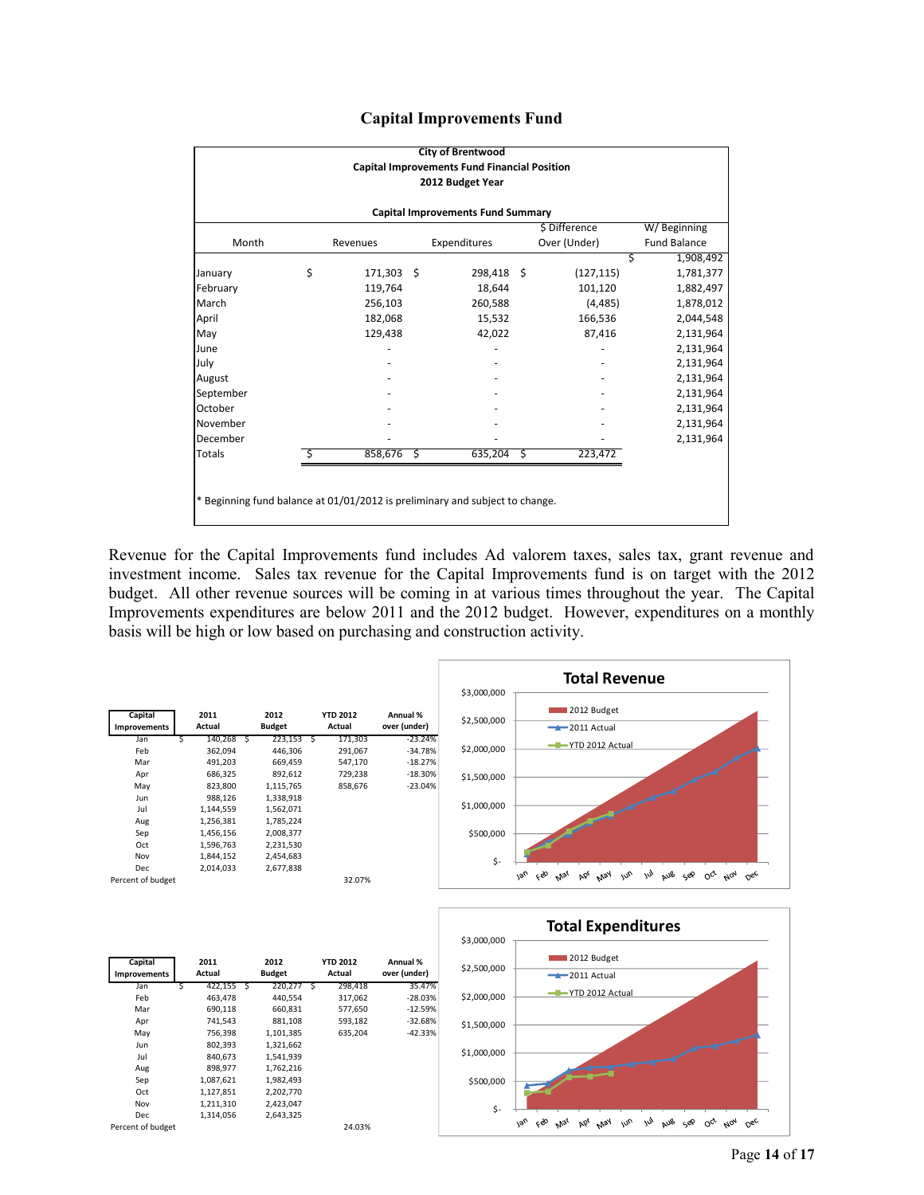# Capital Improvements Fund

**City of Brentwood**
**Capital Improvements Fund Financial Position**
**2012 Budget Year**

**Capital Improvements Fund Summary**

| Month | Revenues | Expenditures | $ Difference Over (Under) | W/ Beginning Fund Balance |
|---|---|---|---|---|
| | | | | $ 1,908,492 |
| January | $ 171,303 | $ 298,418 | $ (127,115) | 1,781,377 |
| February | 119,764 | 18,644 | 101,120 | 1,882,497 |
| March | 256,103 | 260,588 | (4,485) | 1,878,012 |
| April | 182,068 | 15,532 | 166,536 | 2,044,548 |
| May | 129,438 | 42,022 | 87,416 | 2,131,964 |
| June | - | - | - | 2,131,964 |
| July | - | - | - | 2,131,964 |
| August | - | - | - | 2,131,964 |
| September | - | - | - | 2,131,964 |
| October | - | - | - | 2,131,964 |
| November | - | - | - | 2,131,964 |
| December | - | - | - | 2,131,964 |
| Totals | $ 858,676 | $ 635,204 | $ 223,472 | |

\* Beginning fund balance at 01/01/2012 is preliminary and subject to change.

Revenue for the Capital Improvements fund includes Ad valorem taxes, sales tax, grant revenue and investment income. Sales tax revenue for the Capital Improvements fund is on target with the 2012 budget. All other revenue sources will be coming in at various times throughout the year. The Capital Improvements expenditures are below 2011 and the 2012 budget. However, expenditures on a monthly basis will be high or low based on purchasing and construction activity.

| Capital Improvements | 2011 Actual | 2012 Budget | YTD 2012 Actual | Annual % over (under) |
|---|---|---|---|---|
| Jan | $ 140,268 | $ 223,153 | $ 171,303 | -23.24% |
| Feb | 362,094 | 446,306 | 291,067 | -34.78% |
| Mar | 491,203 | 669,459 | 547,170 | -18.27% |
| Apr | 686,325 | 892,612 | 729,238 | -18.30% |
| May | 823,800 | 1,115,765 | 858,676 | -23.04% |
| Jun | 988,126 | 1,338,918 | | |
| Jul | 1,144,559 | 1,562,071 | | |
| Aug | 1,256,381 | 1,785,224 | | |
| Sep | 1,456,156 | 2,008,377 | | |
| Oct | 1,596,763 | 2,231,530 | | |
| Nov | 1,844,152 | 2,454,683 | | |
| Dec | 2,014,033 | 2,677,838 | | |
| Percent of budget | | | 32.07% | |

Total Revenue
$3,000,000
$2,500,000
$2,000,000
$1,500,000
$1,000,000
$500,000
$-
2012 Budget
2011 Actual
YTD 2012 Actual
Jan Feb Mar Apr May Jun Jul Aug Sep Oct Nov Dec

| Capital Improvements | 2011 Actual | 2012 Budget | YTD 2012 Actual | Annual % over (under) |
|---|---|---|---|---|
| Jan | $ 422,155 | $ 220,277 | $ 298,418 | 35.47% |
| Feb | 463,478 | 440,554 | 317,062 | -28.03% |
| Mar | 690,118 | 660,831 | 577,650 | -12.59% |
| Apr | 741,543 | 881,108 | 593,182 | -32.68% |
| May | 756,398 | 1,101,385 | 635,204 | -42.33% |
| Jun | 802,393 | 1,321,662 | | |
| Jul | 840,673 | 1,541,939 | | |
| Aug | 898,977 | 1,762,216 | | |
| Sep | 1,087,621 | 1,982,493 | | |
| Oct | 1,127,851 | 2,202,770 | | |
| Nov | 1,211,310 | 2,423,047 | | |
| Dec | 1,314,056 | 2,643,325 | | |
| Percent of budget | | | 24.03% | |

Total Expenditures
$3,000,000
$2,500,000
$2,000,000
$1,500,000
$1,000,000
$500,000
$-
2012 Budget
2011 Actual
YTD 2012 Actual
Jan Feb Mar Apr May Jun Jul Aug Sep Oct Nov Dec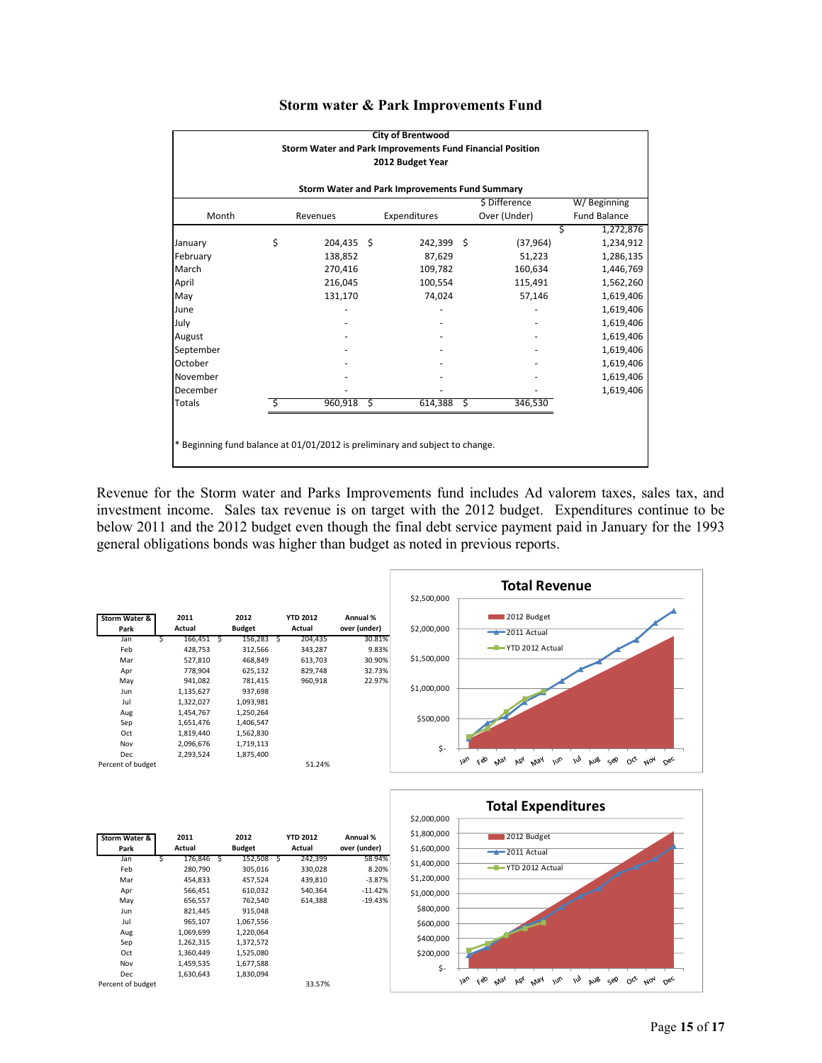## Storm water & Park Improvements Fund

City of Brentwood
Storm Water and Park Improvements Fund Financial Position
2012 Budget Year

Storm Water and Park Improvements Fund Summary

| Month | Revenues | Expenditures | $ Difference Over (Under) | W/ Beginning Fund Balance |
|---|---|---|---|---|
| | | | | $ 1,272,876 |
| January | $ 204,435 | $ 242,399 | $ (37,964) | 1,234,912 |
| February | 138,852 | 87,629 | 51,223 | 1,286,135 |
| March | 270,416 | 109,782 | 160,634 | 1,446,769 |
| April | 216,045 | 100,554 | 115,491 | 1,562,260 |
| May | 131,170 | 74,024 | 57,146 | 1,619,406 |
| June | - | - | - | 1,619,406 |
| July | - | - | - | 1,619,406 |
| August | - | - | - | 1,619,406 |
| September | - | - | - | 1,619,406 |
| October | - | - | - | 1,619,406 |
| November | - | - | - | 1,619,406 |
| December | - | - | - | 1,619,406 |
| Totals | $ 960,918 | $ 614,388 | $ 346,530 | |

* Beginning fund balance at 01/01/2012 is preliminary and subject to change.

Revenue for the Storm water and Parks Improvements fund includes Ad valorem taxes, sales tax, and investment income. Sales tax revenue is on target with the 2012 budget. Expenditures continue to be below 2011 and the 2012 budget even though the final debt service payment paid in January for the 1993 general obligations bonds was higher than budget as noted in previous reports.

| Storm Water & Park | 2011 Actual | 2012 Budget | YTD 2012 Actual | Annual % over (under) |
|---|---|---|---|---|
| Jan | $ 166,451 | $ 156,283 | $ 204,435 | 30.81% |
| Feb | 428,753 | 312,566 | 343,287 | 9.83% |
| Mar | 527,810 | 468,849 | 613,703 | 30.90% |
| Apr | 778,904 | 625,132 | 829,748 | 32.73% |
| May | 941,082 | 781,415 | 960,918 | 22.97% |
| Jun | 1,135,627 | 937,698 | | |
| Jul | 1,322,027 | 1,093,981 | | |
| Aug | 1,454,767 | 1,250,264 | | |
| Sep | 1,651,476 | 1,406,547 | | |
| Oct | 1,819,440 | 1,562,830 | | |
| Nov | 2,096,676 | 1,719,113 | | |
| Dec | 2,293,524 | 1,875,400 | | |
| Percent of budget | | | 51.24% | |

Total Revenue

$2,500,000
$2,000,000
$1,500,000
$1,000,000
$500,000
$-

2012 Budget
2011 Actual
YTD 2012 Actual

Jan Feb Mar Apr May Jun Jul Aug Sep Oct Nov Dec

| Storm Water & Park | 2011 Actual | 2012 Budget | YTD 2012 Actual | Annual % over (under) |
|---|---|---|---|---|
| Jan | $ 176,846 | $ 152,508 | $ 242,399 | 58.94% |
| Feb | 280,790 | 305,016 | 330,028 | 8.20% |
| Mar | 454,833 | 457,524 | 439,810 | -3.87% |
| Apr | 566,451 | 610,032 | 540,364 | -11.42% |
| May | 656,557 | 762,540 | 614,388 | -19.43% |
| Jun | 821,445 | 915,048 | | |
| Jul | 965,107 | 1,067,556 | | |
| Aug | 1,069,699 | 1,220,064 | | |
| Sep | 1,262,315 | 1,372,572 | | |
| Oct | 1,360,449 | 1,525,080 | | |
| Nov | 1,459,535 | 1,677,588 | | |
| Dec | 1,630,643 | 1,830,094 | | |
| Percent of budget | | | 33.57% | |

Total Expenditures

$2,000,000
$1,800,000
$1,600,000
$1,400,000
$1,200,000
$1,000,000
$800,000
$600,000
$400,000
$200,000
$-

2012 Budget
2011 Actual
YTD 2012 Actual

Jan Feb Mar Apr May Jun Jul Aug Sep Oct Nov Dec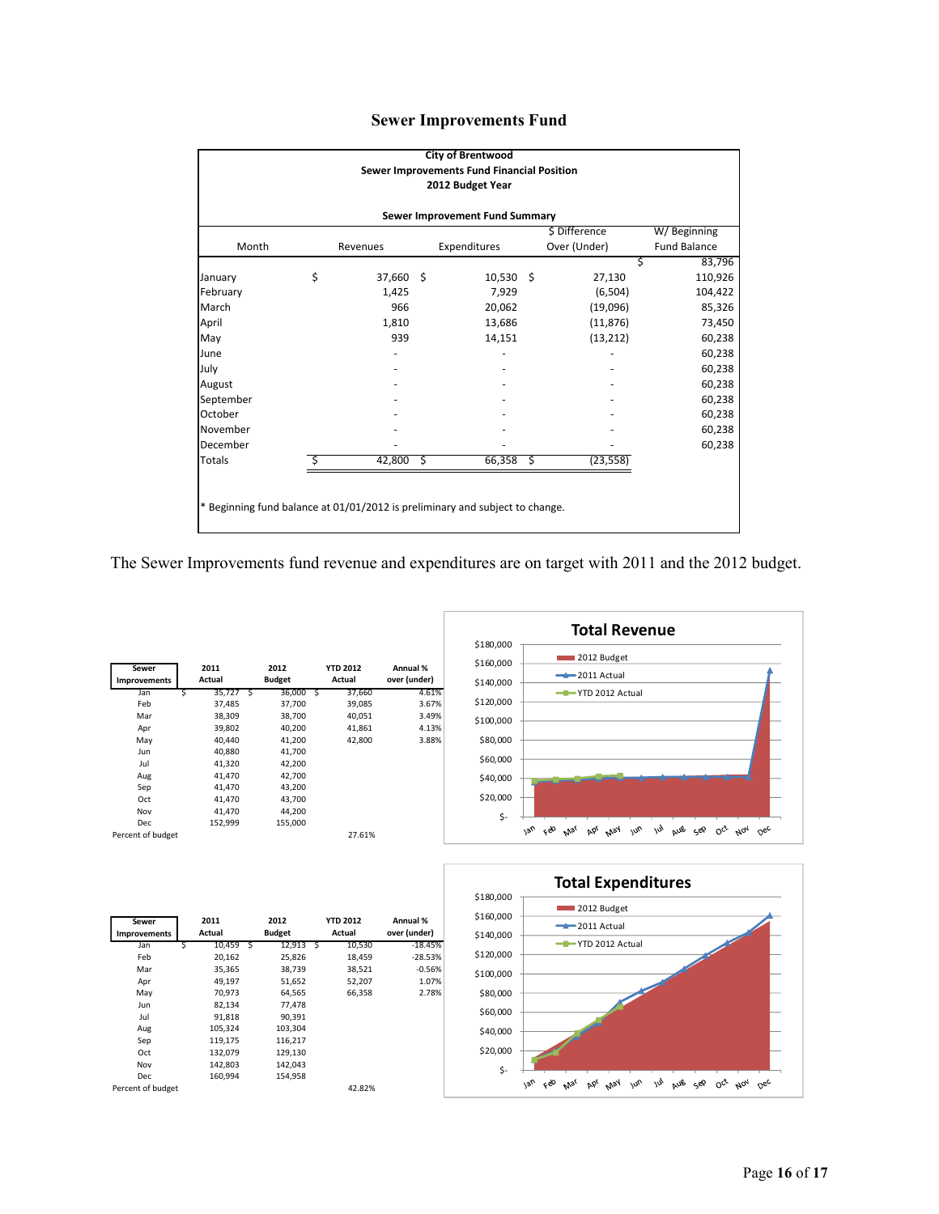# Sewer Improvements Fund

**City of Brentwood**
**Sewer Improvements Fund Financial Position**
**2012 Budget Year**

**Sewer Improvement Fund Summary**

| Month | Revenues | Expenditures | $ Difference Over (Under) | W/ Beginning Fund Balance |
|---|---|---|---|---|
| | | | | $ 83,796 |
| January | $ 37,660 | $ 10,530 | $ 27,130 | 110,926 |
| February | 1,425 | 7,929 | (6,504) | 104,422 |
| March | 966 | 20,062 | (19,096) | 85,326 |
| April | 1,810 | 13,686 | (11,876) | 73,450 |
| May | 939 | 14,151 | (13,212) | 60,238 |
| June | - | - | - | 60,238 |
| July | - | - | - | 60,238 |
| August | - | - | - | 60,238 |
| September | - | - | - | 60,238 |
| October | - | - | - | 60,238 |
| November | - | - | - | 60,238 |
| December | - | - | - | 60,238 |
| Totals | $ 42,800 | $ 66,358 | $ (23,558) | |

\* Beginning fund balance at 01/01/2012 is preliminary and subject to change.

The Sewer Improvements fund revenue and expenditures are on target with 2011 and the 2012 budget.

| Sewer Improvements | 2011 Actual | 2012 Budget | YTD 2012 Actual | Annual % over (under) |
|---|---|---|---|---|
| Jan | $ 35,727 | $ 36,000 | $ 37,660 | 4.61% |
| Feb | 37,485 | 37,700 | 39,085 | 3.67% |
| Mar | 38,309 | 38,700 | 40,051 | 3.49% |
| Apr | 39,802 | 40,200 | 41,861 | 4.13% |
| May | 40,440 | 41,200 | 42,800 | 3.88% |
| Jun | 40,880 | 41,700 | | |
| Jul | 41,320 | 42,200 | | |
| Aug | 41,470 | 42,700 | | |
| Sep | 41,470 | 43,200 | | |
| Oct | 41,470 | 43,700 | | |
| Nov | 41,470 | 44,200 | | |
| Dec | 152,999 | 155,000 | | |
| Percent of budget | | | 27.61% | |

Total Revenue

$180,000
$160,000
$140,000
$120,000
$100,000
$80,000
$60,000
$40,000
$20,000
$-

2012 Budget
2011 Actual
YTD 2012 Actual

Jan Feb Mar Apr May Jun Jul Aug Sep Oct Nov Dec

| Sewer Improvements | 2011 Actual | 2012 Budget | YTD 2012 Actual | Annual % over (under) |
|---|---|---|---|---|
| Jan | $ 10,459 | $ 12,913 | $ 10,530 | -18.45% |
| Feb | 20,162 | 25,826 | 18,459 | -28.53% |
| Mar | 35,365 | 38,739 | 38,521 | -0.56% |
| Apr | 49,197 | 51,652 | 52,207 | 1.07% |
| May | 70,973 | 64,565 | 66,358 | 2.78% |
| Jun | 82,134 | 77,478 | | |
| Jul | 91,818 | 90,391 | | |
| Aug | 105,324 | 103,304 | | |
| Sep | 119,175 | 116,217 | | |
| Oct | 132,079 | 129,130 | | |
| Nov | 142,803 | 142,043 | | |
| Dec | 160,994 | 154,958 | | |
| Percent of budget | | | 42.82% | |

Total Expenditures

$180,000
$160,000
$140,000
$120,000
$100,000
$80,000
$60,000
$40,000
$20,000
$-

2012 Budget
2011 Actual
YTD 2012 Actual

Jan Feb Mar Apr May Jun Jul Aug Sep Oct Nov Dec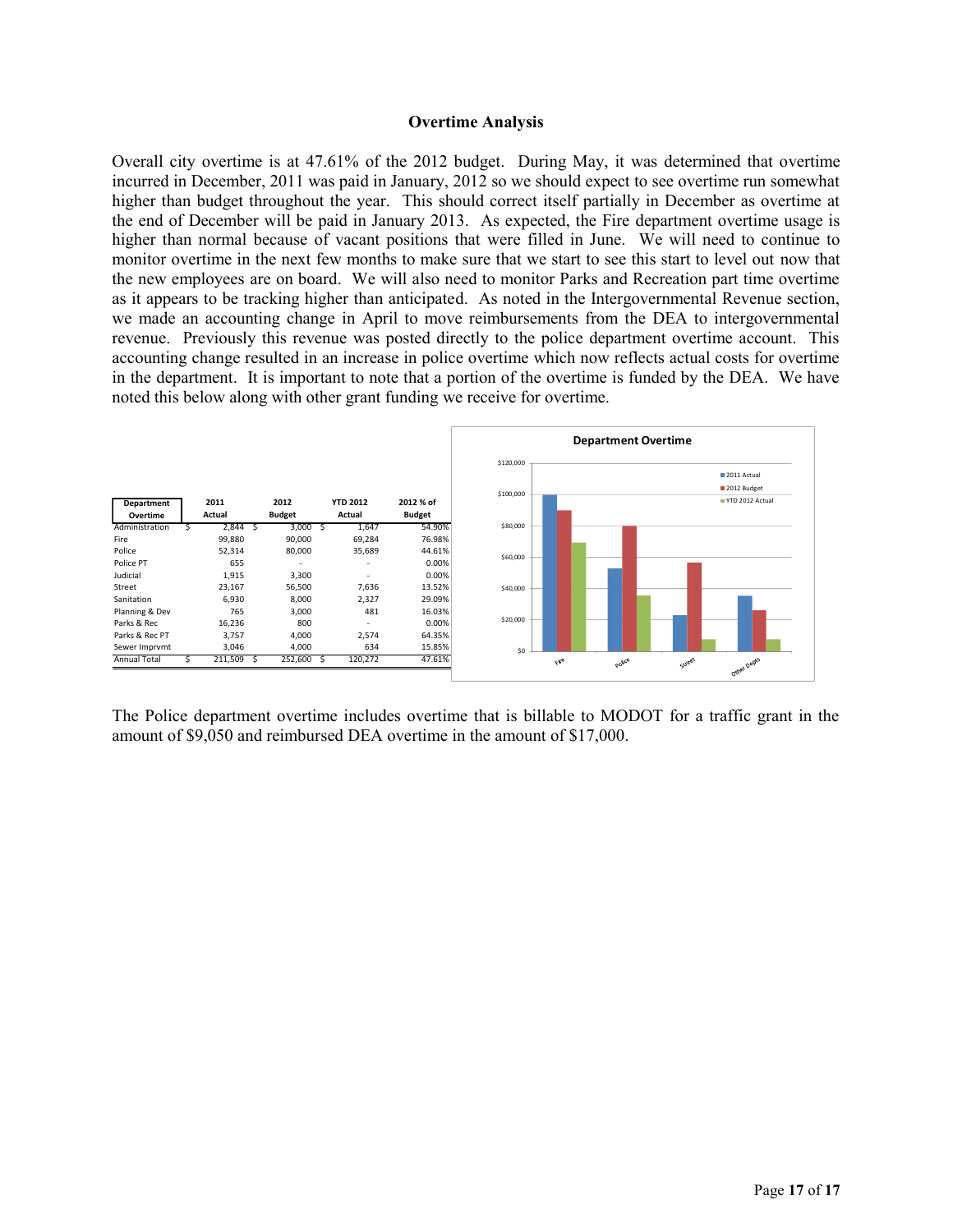### Overtime Analysis

Overall city overtime is at 47.61% of the 2012 budget. During May, it was determined that overtime incurred in December, 2011 was paid in January, 2012 so we should expect to see overtime run somewhat higher than budget throughout the year. This should correct itself partially in December as overtime at the end of December will be paid in January 2013. As expected, the Fire department overtime usage is higher than normal because of vacant positions that were filled in June. We will need to continue to monitor overtime in the next few months to make sure that we start to see this start to level out now that the new employees are on board. We will also need to monitor Parks and Recreation part time overtime as it appears to be tracking higher than anticipated. As noted in the Intergovernmental Revenue section, we made an accounting change in April to move reimbursements from the DEA to intergovernmental revenue. Previously this revenue was posted directly to the police department overtime account. This accounting change resulted in an increase in police overtime which now reflects actual costs for overtime in the department. It is important to note that a portion of the overtime is funded by the DEA. We have noted this below along with other grant funding we receive for overtime.

| Department Overtime | 2011 Actual | 2012 Budget | YTD 2012 Actual | 2012 % of Budget |
|---|---|---|---|---|
| Administration | $ 2,844 | $ 3,000 | $ 1,647 | 54.90% |
| Fire | 99,880 | 90,000 | 69,284 | 76.98% |
| Police | 52,314 | 80,000 | 35,689 | 44.61% |
| Police PT | 655 | - | - | 0.00% |
| Judicial | 1,915 | 3,300 | - | 0.00% |
| Street | 23,167 | 56,500 | 7,636 | 13.52% |
| Sanitation | 6,930 | 8,000 | 2,327 | 29.09% |
| Planning & Dev | 765 | 3,000 | 481 | 16.03% |
| Parks & Rec | 16,236 | 800 | - | 0.00% |
| Parks & Rec PT | 3,757 | 4,000 | 2,574 | 64.35% |
| Sewer Imprvmt | 3,046 | 4,000 | 634 | 15.85% |
| Annual Total | $ 211,509 | $ 252,600 | $ 120,272 | 47.61% |

Department Overtime

$120,000
$100,000
$80,000
$60,000
$40,000
$20,000
$0

2011 Actual
2012 Budget
YTD 2012 Actual

Fire
Police
Street
Other Depts

The Police department overtime includes overtime that is billable to MODOT for a traffic grant in the amount of $9,050 and reimbursed DEA overtime in the amount of $17,000.